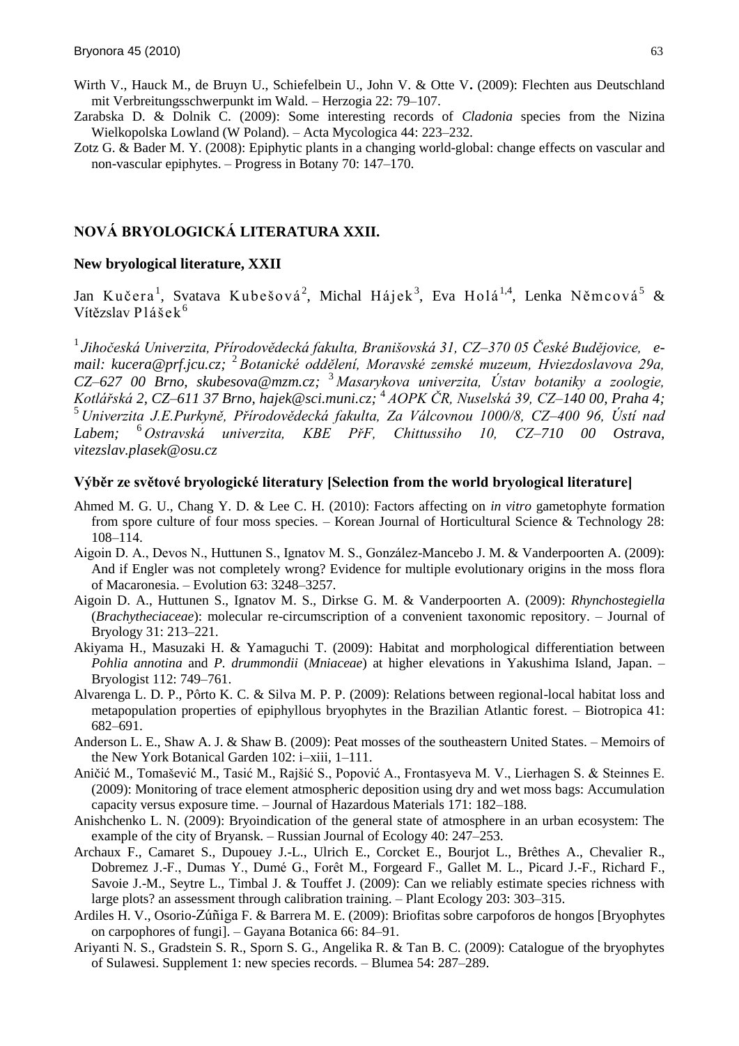Wirth V., Hauck M., de Bruyn U., Schiefelbein U., John V. & Otte V**.** (2009): Flechten aus Deutschland mit Verbreitungsschwerpunkt im Wald. – Herzogia 22: 79–107.

Zarabska D. & Dolnik C. (2009): Some interesting records of *Cladonia* species from the Nizina Wielkopolska Lowland (W Poland). – Acta Mycologica 44: 223–232.

Zotz G. & Bader M. Y. (2008): Epiphytic plants in a changing world-global: change effects on vascular and non-vascular epiphytes. – Progress in Botany 70: 147–170.

## NOVÁ BRYOLOGICKÁ LITERATURA XXII.

### New bryological literature, XXII

Jan Kučera[1], Svatava Kubešová[2], Michal Hájek[3], Eva Holá[1,4], Lenka Němcová[5] & Vítězslav Plášek[6]

[1] *Jihočeská Univerzita, Přírodovědecká fakulta, Branišovská 31, CZ–370 05 České Budějovice, e-mail: kucera@prf.jcu.cz;* [2] *Botanické oddělení, Moravské zemské muzeum, Hviezdoslavova 29a, CZ–627 00 Brno, skubesova@mzm.cz;* [3] *Masarykova univerzita, Ústav botaniky a zoologie, Kotlářská 2, CZ–611 37 Brno, hajek@sci.muni.cz;* [4] *AOPK ČR, Nuselská 39, CZ–140 00, Praha 4;* [5] *Univerzita J.E.Purkyně, Přírodovědecká fakulta, Za Válcovnou 1000/8, CZ–400 96, Ústí nad Labem;* [6] *Ostravská univerzita, KBE PřF, Chittussiho 10, CZ–710 00 Ostrava, vitezslav.plasek@osu.cz*

### Výběr ze světové bryologické literatury [Selection from the world bryological literature]

Ahmed M. G. U., Chang Y. D. & Lee C. H. (2010): Factors affecting on *in vitro* gametophyte formation from spore culture of four moss species. – Korean Journal of Horticultural Science & Technology 28: 108–114.

Aigoin D. A., Devos N., Huttunen S., Ignatov M. S., González-Mancebo J. M. & Vanderpoorten A. (2009): And if Engler was not completely wrong? Evidence for multiple evolutionary origins in the moss flora of Macaronesia. – Evolution 63: 3248–3257.

Aigoin D. A., Huttunen S., Ignatov M. S., Dirkse G. M. & Vanderpoorten A. (2009): *Rhynchostegiella* (*Brachytheciaceae*): molecular re-circumscription of a convenient taxonomic repository. – Journal of Bryology 31: 213–221.

Akiyama H., Masuzaki H. & Yamaguchi T. (2009): Habitat and morphological differentiation between *Pohlia annotina* and *P. drummondii* (*Mniaceae*) at higher elevations in Yakushima Island, Japan. – Bryologist 112: 749–761.

Alvarenga L. D. P., Pôrto K. C. & Silva M. P. P. (2009): Relations between regional-local habitat loss and metapopulation properties of epiphyllous bryophytes in the Brazilian Atlantic forest. – Biotropica 41: 682–691.

Anderson L. E., Shaw A. J. & Shaw B. (2009): Peat mosses of the southeastern United States. – Memoirs of the New York Botanical Garden 102: i–xiii, 1–111.

Aničić M., Tomašević M., Tasić M., Rajšić S., Popović A., Frontasyeva M. V., Lierhagen S. & Steinnes E. (2009): Monitoring of trace element atmospheric deposition using dry and wet moss bags: Accumulation capacity versus exposure time. – Journal of Hazardous Materials 171: 182–188.

Anishchenko L. N. (2009): Bryoindication of the general state of atmosphere in an urban ecosystem: The example of the city of Bryansk. – Russian Journal of Ecology 40: 247–253.

Archaux F., Camaret S., Dupouey J.-L., Ulrich E., Corcket E., Bourjot L., Brêthes A., Chevalier R., Dobremez J.-F., Dumas Y., Dumé G., Forêt M., Forgeard F., Gallet M. L., Picard J.-F., Richard F., Savoie J.-M., Seytre L., Timbal J. & Touffet J. (2009): Can we reliably estimate species richness with large plots? an assessment through calibration training. – Plant Ecology 203: 303–315.

Ardiles H. V., Osorio-Zúñiga F. & Barrera M. E. (2009): Briofitas sobre carpoforos de hongos [Bryophytes on carpophores of fungi]. – Gayana Botanica 66: 84–91.

Ariyanti N. S., Gradstein S. R., Sporn S. G., Angelika R. & Tan B. C. (2009): Catalogue of the bryophytes of Sulawesi. Supplement 1: new species records. – Blumea 54: 287–289.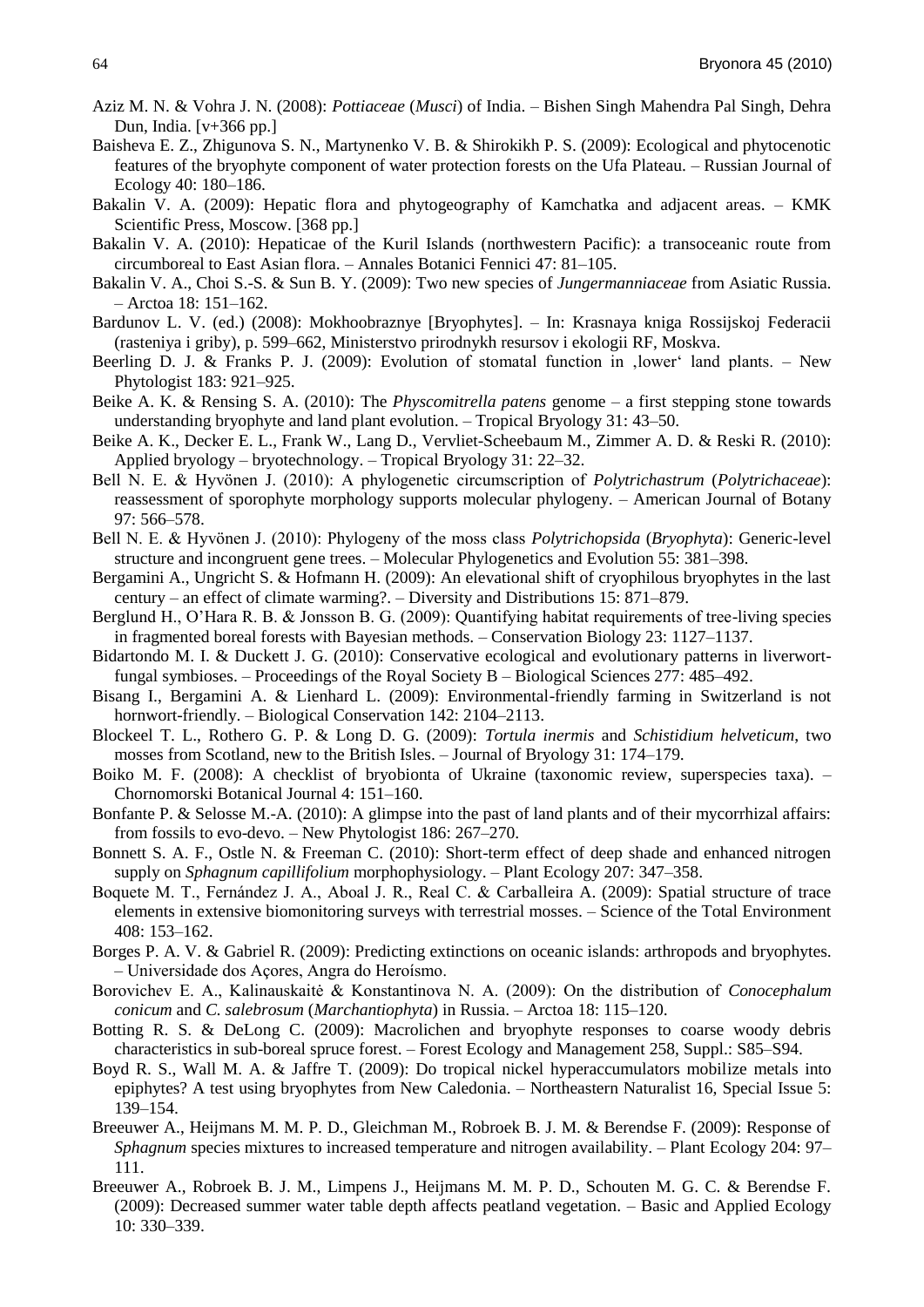Aziz M. N. & Vohra J. N. (2008): *Pottiaceae* (*Musci*) of India. – Bishen Singh Mahendra Pal Singh, Dehra Dun, India. [v+366 pp.]

Baisheva E. Z., Zhigunova S. N., Martynenko V. B. & Shirokikh P. S. (2009): Ecological and phytocenotic features of the bryophyte component of water protection forests on the Ufa Plateau. – Russian Journal of Ecology 40: 180–186.

Bakalin V. A. (2009): Hepatic flora and phytogeography of Kamchatka and adjacent areas. – KMK Scientific Press, Moscow. [368 pp.]

Bakalin V. A. (2010): Hepaticae of the Kuril Islands (northwestern Pacific): a transoceanic route from circumboreal to East Asian flora. – Annales Botanici Fennici 47: 81–105.

Bakalin V. A., Choi S.-S. & Sun B. Y. (2009): Two new species of *Jungermanniaceae* from Asiatic Russia. – Arctoa 18: 151–162.

Bardunov L. V. (ed.) (2008): Mokhoobraznye [Bryophytes]. – In: Krasnaya kniga Rossijskoj Federacii (rasteniya i griby), p. 599–662, Ministerstvo prirodnykh resursov i ekologii RF, Moskva.

Beerling D. J. & Franks P. J. (2009): Evolution of stomatal function in ‚lower' land plants. – New Phytologist 183: 921–925.

Beike A. K. & Rensing S. A. (2010): The *Physcomitrella patens* genome – a first stepping stone towards understanding bryophyte and land plant evolution. – Tropical Bryology 31: 43–50.

Beike A. K., Decker E. L., Frank W., Lang D., Vervliet-Scheebaum M., Zimmer A. D. & Reski R. (2010): Applied bryology – bryotechnology. – Tropical Bryology 31: 22–32.

Bell N. E. & Hyvönen J. (2010): A phylogenetic circumscription of *Polytrichastrum* (*Polytrichaceae*): reassessment of sporophyte morphology supports molecular phylogeny. – American Journal of Botany 97: 566–578.

Bell N. E. & Hyvönen J. (2010): Phylogeny of the moss class *Polytrichopsida* (*Bryophyta*): Generic-level structure and incongruent gene trees. – Molecular Phylogenetics and Evolution 55: 381–398.

Bergamini A., Ungricht S. & Hofmann H. (2009): An elevational shift of cryophilous bryophytes in the last century – an effect of climate warming?. – Diversity and Distributions 15: 871–879.

Berglund H., O'Hara R. B. & Jonsson B. G. (2009): Quantifying habitat requirements of tree-living species in fragmented boreal forests with Bayesian methods. – Conservation Biology 23: 1127–1137.

Bidartondo M. I. & Duckett J. G. (2010): Conservative ecological and evolutionary patterns in liverwort-fungal symbioses. – Proceedings of the Royal Society B – Biological Sciences 277: 485–492.

Bisang I., Bergamini A. & Lienhard L. (2009): Environmental-friendly farming in Switzerland is not hornwort-friendly. – Biological Conservation 142: 2104–2113.

Blockeel T. L., Rothero G. P. & Long D. G. (2009): *Tortula inermis* and *Schistidium helveticum*, two mosses from Scotland, new to the British Isles. – Journal of Bryology 31: 174–179.

Boiko M. F. (2008): A checklist of bryobionta of Ukraine (taxonomic review, superspecies taxa). – Chornomorski Botanical Journal 4: 151–160.

Bonfante P. & Selosse M.-A. (2010): A glimpse into the past of land plants and of their mycorrhizal affairs: from fossils to evo-devo. – New Phytologist 186: 267–270.

Bonnett S. A. F., Ostle N. & Freeman C. (2010): Short-term effect of deep shade and enhanced nitrogen supply on *Sphagnum capillifolium* morphophysiology. – Plant Ecology 207: 347–358.

Boquete M. T., Fernández J. A., Aboal J. R., Real C. & Carballeira A. (2009): Spatial structure of trace elements in extensive biomonitoring surveys with terrestrial mosses. – Science of the Total Environment 408: 153–162.

Borges P. A. V. & Gabriel R. (2009): Predicting extinctions on oceanic islands: arthropods and bryophytes. – Universidade dos Açores, Angra do Heroísmo.

Borovichev E. A., Kalinauskaitė & Konstantinova N. A. (2009): On the distribution of *Conocephalum conicum* and *C. salebrosum* (*Marchantiophyta*) in Russia. – Arctoa 18: 115–120.

Botting R. S. & DeLong C. (2009): Macrolichen and bryophyte responses to coarse woody debris characteristics in sub-boreal spruce forest. – Forest Ecology and Management 258, Suppl.: S85–S94.

Boyd R. S., Wall M. A. & Jaffre T. (2009): Do tropical nickel hyperaccumulators mobilize metals into epiphytes? A test using bryophytes from New Caledonia. – Northeastern Naturalist 16, Special Issue 5: 139–154.

Breeuwer A., Heijmans M. M. P. D., Gleichman M., Robroek B. J. M. & Berendse F. (2009): Response of *Sphagnum* species mixtures to increased temperature and nitrogen availability. – Plant Ecology 204: 97–111.

Breeuwer A., Robroek B. J. M., Limpens J., Heijmans M. M. P. D., Schouten M. G. C. & Berendse F. (2009): Decreased summer water table depth affects peatland vegetation. – Basic and Applied Ecology 10: 330–339.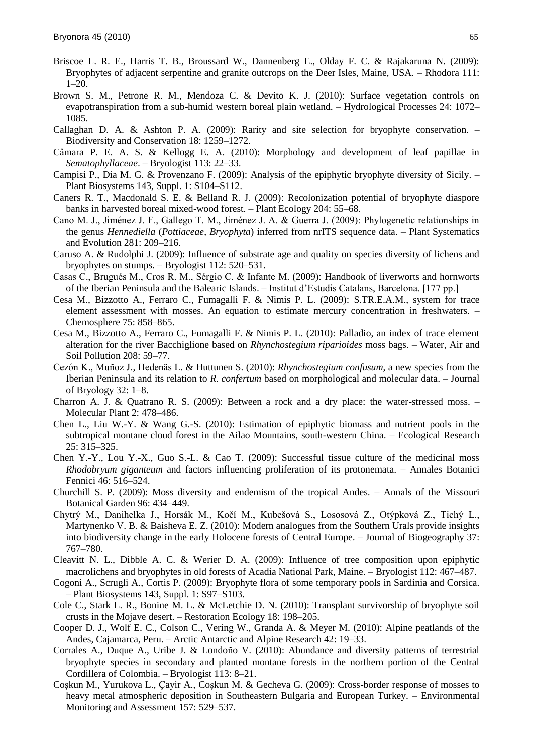Briscoe L. R. E., Harris T. B., Broussard W., Dannenberg E., Olday F. C. & Rajakaruna N. (2009): Bryophytes of adjacent serpentine and granite outcrops on the Deer Isles, Maine, USA. – Rhodora 111: 1–20.

Brown S. M., Petrone R. M., Mendoza C. & Devito K. J. (2010): Surface vegetation controls on evapotranspiration from a sub-humid western boreal plain wetland. – Hydrological Processes 24: 1072–1085.

Callaghan D. A. & Ashton P. A. (2009): Rarity and site selection for bryophyte conservation. – Biodiversity and Conservation 18: 1259–1272.

Câmara P. E. A. S. & Kellogg E. A. (2010): Morphology and development of leaf papillae in *Sematophyllaceae*. – Bryologist 113: 22–33.

Campisi P., Dia M. G. & Provenzano F. (2009): Analysis of the epiphytic bryophyte diversity of Sicily. – Plant Biosystems 143, Suppl. 1: S104–S112.

Caners R. T., Macdonald S. E. & Belland R. J. (2009): Recolonization potential of bryophyte diaspore banks in harvested boreal mixed-wood forest. – Plant Ecology 204: 55–68.

Cano M. J., Jiménez J. F., Gallego T. M., Jiménez J. A. & Guerra J. (2009): Phylogenetic relationships in the genus *Hennediella* (*Pottiaceae*, *Bryophyta*) inferred from nrITS sequence data. – Plant Systematics and Evolution 281: 209–216.

Caruso A. & Rudolphi J. (2009): Influence of substrate age and quality on species diversity of lichens and bryophytes on stumps. – Bryologist 112: 520–531.

Casas C., Brugués M., Cros R. M., Sérgio C. & Infante M. (2009): Handbook of liverworts and hornworts of the Iberian Peninsula and the Balearic Islands. – Institut d'Estudis Catalans, Barcelona. [177 pp.]

Cesa M., Bizzotto A., Ferraro C., Fumagalli F. & Nimis P. L. (2009): S.TR.E.A.M., system for trace element assessment with mosses. An equation to estimate mercury concentration in freshwaters. – Chemosphere 75: 858–865.

Cesa M., Bizzotto A., Ferraro C., Fumagalli F. & Nimis P. L. (2010): Palladio, an index of trace element alteration for the river Bacchiglione based on *Rhynchostegium riparioides* moss bags. – Water, Air and Soil Pollution 208: 59–77.

Cezón K., Muñoz J., Hedenäs L. & Huttunen S. (2010): *Rhynchostegium confusum*, a new species from the Iberian Peninsula and its relation to *R. confertum* based on morphological and molecular data. – Journal of Bryology 32: 1–8.

Charron A. J. & Quatrano R. S. (2009): Between a rock and a dry place: the water-stressed moss. – Molecular Plant 2: 478–486.

Chen L., Liu W.-Y. & Wang G.-S. (2010): Estimation of epiphytic biomass and nutrient pools in the subtropical montane cloud forest in the Ailao Mountains, south-western China. – Ecological Research 25: 315–325.

Chen Y.-Y., Lou Y.-X., Guo S.-L. & Cao T. (2009): Successful tissue culture of the medicinal moss *Rhodobryum giganteum* and factors influencing proliferation of its protonemata. – Annales Botanici Fennici 46: 516–524.

Churchill S. P. (2009): Moss diversity and endemism of the tropical Andes. – Annals of the Missouri Botanical Garden 96: 434–449.

Chytrý M., Danihelka J., Horsák M., Kočí M., Kubešová S., Lososová Z., Otýpková Z., Tichý L., Martynenko V. B. & Baisheva E. Z. (2010): Modern analogues from the Southern Urals provide insights into biodiversity change in the early Holocene forests of Central Europe. – Journal of Biogeography 37: 767–780.

Cleavitt N. L., Dibble A. C. & Werier D. A. (2009): Influence of tree composition upon epiphytic macrolichens and bryophytes in old forests of Acadia National Park, Maine. – Bryologist 112: 467–487.

Cogoni A., Scrugli A., Cortis P. (2009): Bryophyte flora of some temporary pools in Sardinia and Corsica. – Plant Biosystems 143, Suppl. 1: S97–S103.

Cole C., Stark L. R., Bonine M. L. & McLetchie D. N. (2010): Transplant survivorship of bryophyte soil crusts in the Mojave desert. – Restoration Ecology 18: 198–205.

Cooper D. J., Wolf E. C., Colson C., Vering W., Granda A. & Meyer M. (2010): Alpine peatlands of the Andes, Cajamarca, Peru. – Arctic Antarctic and Alpine Research 42: 19–33.

Corrales A., Duque A., Uribe J. & Londoño V. (2010): Abundance and diversity patterns of terrestrial bryophyte species in secondary and planted montane forests in the northern portion of the Central Cordillera of Colombia. – Bryologist 113: 8–21.

Coşkun M., Yurukova L., Çayir A., Coşkun M. & Gecheva G. (2009): Cross-border response of mosses to heavy metal atmospheric deposition in Southeastern Bulgaria and European Turkey. – Environmental Monitoring and Assessment 157: 529–537.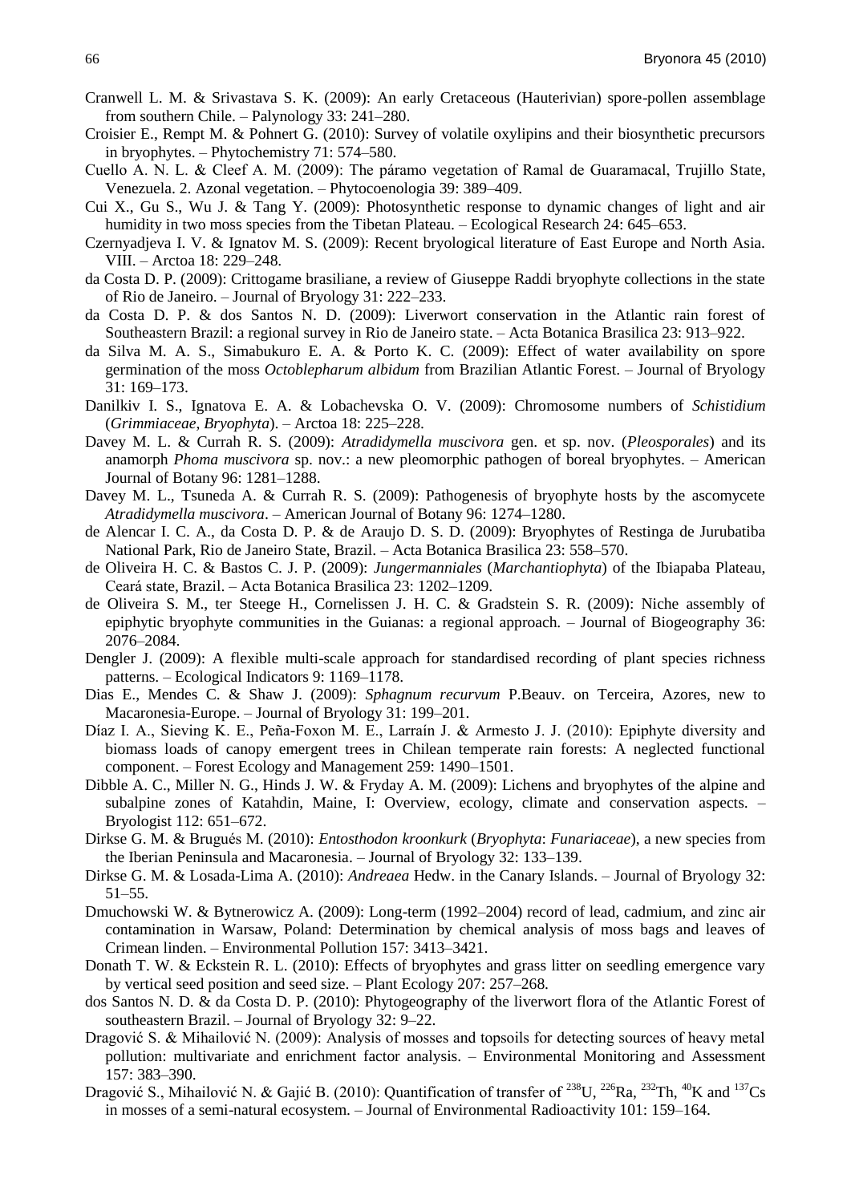Cranwell L. M. & Srivastava S. K. (2009): An early Cretaceous (Hauterivian) spore-pollen assemblage from southern Chile. – Palynology 33: 241–280.

Croisier E., Rempt M. & Pohnert G. (2010): Survey of volatile oxylipins and their biosynthetic precursors in bryophytes. – Phytochemistry 71: 574–580.

Cuello A. N. L. & Cleef A. M. (2009): The páramo vegetation of Ramal de Guaramacal, Trujillo State, Venezuela. 2. Azonal vegetation. – Phytocoenologia 39: 389–409.

Cui X., Gu S., Wu J. & Tang Y. (2009): Photosynthetic response to dynamic changes of light and air humidity in two moss species from the Tibetan Plateau. – Ecological Research 24: 645–653.

Czernyadjeva I. V. & Ignatov M. S. (2009): Recent bryological literature of East Europe and North Asia. VIII. – Arctoa 18: 229–248.

da Costa D. P. (2009): Crittogame brasiliane, a review of Giuseppe Raddi bryophyte collections in the state of Rio de Janeiro. – Journal of Bryology 31: 222–233.

da Costa D. P. & dos Santos N. D. (2009): Liverwort conservation in the Atlantic rain forest of Southeastern Brazil: a regional survey in Rio de Janeiro state. – Acta Botanica Brasilica 23: 913–922.

da Silva M. A. S., Simabukuro E. A. & Porto K. C. (2009): Effect of water availability on spore germination of the moss *Octoblepharum albidum* from Brazilian Atlantic Forest. – Journal of Bryology 31: 169–173.

Danilkiv I. S., Ignatova E. A. & Lobachevska O. V. (2009): Chromosome numbers of *Schistidium* (*Grimmiaceae*, *Bryophyta*). – Arctoa 18: 225–228.

Davey M. L. & Currah R. S. (2009): *Atradidymella muscivora* gen. et sp. nov. (*Pleosporales*) and its anamorph *Phoma muscivora* sp. nov.: a new pleomorphic pathogen of boreal bryophytes. – American Journal of Botany 96: 1281–1288.

Davey M. L., Tsuneda A. & Currah R. S. (2009): Pathogenesis of bryophyte hosts by the ascomycete *Atradidymella muscivora*. – American Journal of Botany 96: 1274–1280.

de Alencar I. C. A., da Costa D. P. & de Araujo D. S. D. (2009): Bryophytes of Restinga de Jurubatiba National Park, Rio de Janeiro State, Brazil. – Acta Botanica Brasilica 23: 558–570.

de Oliveira H. C. & Bastos C. J. P. (2009): *Jungermanniales* (*Marchantiophyta*) of the Ibiapaba Plateau, Ceará state, Brazil. – Acta Botanica Brasilica 23: 1202–1209.

de Oliveira S. M., ter Steege H., Cornelissen J. H. C. & Gradstein S. R. (2009): Niche assembly of epiphytic bryophyte communities in the Guianas: a regional approach. – Journal of Biogeography 36: 2076–2084.

Dengler J. (2009): A flexible multi-scale approach for standardised recording of plant species richness patterns. – Ecological Indicators 9: 1169–1178.

Dias E., Mendes C. & Shaw J. (2009): *Sphagnum recurvum* P.Beauv. on Terceira, Azores, new to Macaronesia-Europe. – Journal of Bryology 31: 199–201.

Díaz I. A., Sieving K. E., Peña-Foxon M. E., Larraín J. & Armesto J. J. (2010): Epiphyte diversity and biomass loads of canopy emergent trees in Chilean temperate rain forests: A neglected functional component. – Forest Ecology and Management 259: 1490–1501.

Dibble A. C., Miller N. G., Hinds J. W. & Fryday A. M. (2009): Lichens and bryophytes of the alpine and subalpine zones of Katahdin, Maine, I: Overview, ecology, climate and conservation aspects. – Bryologist 112: 651–672.

Dirkse G. M. & Brugués M. (2010): *Entosthodon kroonkurk* (*Bryophyta*: *Funariaceae*), a new species from the Iberian Peninsula and Macaronesia. – Journal of Bryology 32: 133–139.

Dirkse G. M. & Losada-Lima A. (2010): *Andreaea* Hedw. in the Canary Islands. – Journal of Bryology 32: 51–55.

Dmuchowski W. & Bytnerowicz A. (2009): Long-term (1992–2004) record of lead, cadmium, and zinc air contamination in Warsaw, Poland: Determination by chemical analysis of moss bags and leaves of Crimean linden. – Environmental Pollution 157: 3413–3421.

Donath T. W. & Eckstein R. L. (2010): Effects of bryophytes and grass litter on seedling emergence vary by vertical seed position and seed size. – Plant Ecology 207: 257–268.

dos Santos N. D. & da Costa D. P. (2010): Phytogeography of the liverwort flora of the Atlantic Forest of southeastern Brazil. – Journal of Bryology 32: 9–22.

Dragović S. & Mihailović N. (2009): Analysis of mosses and topsoils for detecting sources of heavy metal pollution: multivariate and enrichment factor analysis. – Environmental Monitoring and Assessment 157: 383–390.

Dragović S., Mihailović N. & Gajić B. (2010): Quantification of transfer of $^{238}U$, $^{226}Ra$, $^{232}Th$, $^{40}K$ and $^{137}Cs$ in mosses of a semi-natural ecosystem. – Journal of Environmental Radioactivity 101: 159–164.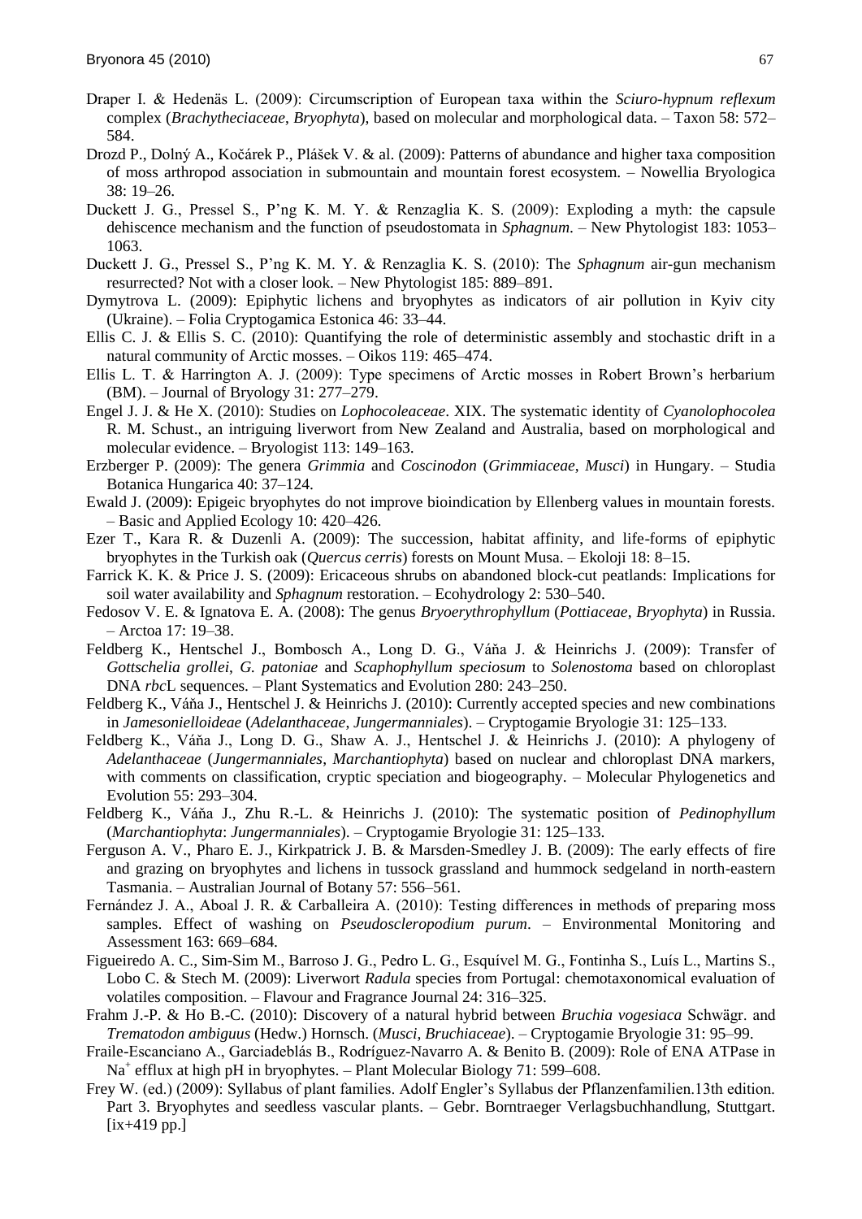Draper I. & Hedenäs L. (2009): Circumscription of European taxa within the *Sciuro-hypnum reflexum* complex (*Brachytheciaceae*, *Bryophyta*), based on molecular and morphological data. – Taxon 58: 572–584.

Drozd P., Dolný A., Kočárek P., Plášek V. & al. (2009): Patterns of abundance and higher taxa composition of moss arthropod association in submountain and mountain forest ecosystem. – Nowellia Bryologica 38: 19–26.

Duckett J. G., Pressel S., P'ng K. M. Y. & Renzaglia K. S. (2009): Exploding a myth: the capsule dehiscence mechanism and the function of pseudostomata in *Sphagnum*. – New Phytologist 183: 1053–1063.

Duckett J. G., Pressel S., P'ng K. M. Y. & Renzaglia K. S. (2010): The *Sphagnum* air-gun mechanism resurrected? Not with a closer look. – New Phytologist 185: 889–891.

Dymytrova L. (2009): Epiphytic lichens and bryophytes as indicators of air pollution in Kyiv city (Ukraine). – Folia Cryptogamica Estonica 46: 33–44.

Ellis C. J. & Ellis S. C. (2010): Quantifying the role of deterministic assembly and stochastic drift in a natural community of Arctic mosses. – Oikos 119: 465–474.

Ellis L. T. & Harrington A. J. (2009): Type specimens of Arctic mosses in Robert Brown's herbarium (BM). – Journal of Bryology 31: 277–279.

Engel J. J. & He X. (2010): Studies on *Lophocoleaceae*. XIX. The systematic identity of *Cyanolophocolea* R. M. Schust., an intriguing liverwort from New Zealand and Australia, based on morphological and molecular evidence. – Bryologist 113: 149–163.

Erzberger P. (2009): The genera *Grimmia* and *Coscinodon* (*Grimmiaceae*, *Musci*) in Hungary. – Studia Botanica Hungarica 40: 37–124.

Ewald J. (2009): Epigeic bryophytes do not improve bioindication by Ellenberg values in mountain forests. – Basic and Applied Ecology 10: 420–426.

Ezer T., Kara R. & Duzenli A. (2009): The succession, habitat affinity, and life-forms of epiphytic bryophytes in the Turkish oak (*Quercus cerris*) forests on Mount Musa. – Ekoloji 18: 8–15.

Farrick K. K. & Price J. S. (2009): Ericaceous shrubs on abandoned block-cut peatlands: Implications for soil water availability and *Sphagnum* restoration. – Ecohydrology 2: 530–540.

Fedosov V. E. & Ignatova E. A. (2008): The genus *Bryoerythrophyllum* (*Pottiaceae*, *Bryophyta*) in Russia. – Arctoa 17: 19–38.

Feldberg K., Hentschel J., Bombosch A., Long D. G., Váňa J. & Heinrichs J. (2009): Transfer of *Gottschelia grollei*, *G. patoniae* and *Scaphophyllum speciosum* to *Solenostoma* based on chloroplast DNA *rbc*L sequences. – Plant Systematics and Evolution 280: 243–250.

Feldberg K., Váňa J., Hentschel J. & Heinrichs J. (2010): Currently accepted species and new combinations in *Jamesonielloideae* (*Adelanthaceae*, *Jungermanniales*). – Cryptogamie Bryologie 31: 125–133.

Feldberg K., Váňa J., Long D. G., Shaw A. J., Hentschel J. & Heinrichs J. (2010): A phylogeny of *Adelanthaceae* (*Jungermanniales*, *Marchantiophyta*) based on nuclear and chloroplast DNA markers, with comments on classification, cryptic speciation and biogeography. – Molecular Phylogenetics and Evolution 55: 293–304.

Feldberg K., Váňa J., Zhu R.-L. & Heinrichs J. (2010): The systematic position of *Pedinophyllum* (*Marchantiophyta*: *Jungermanniales*). – Cryptogamie Bryologie 31: 125–133.

Ferguson A. V., Pharo E. J., Kirkpatrick J. B. & Marsden-Smedley J. B. (2009): The early effects of fire and grazing on bryophytes and lichens in tussock grassland and hummock sedgeland in north-eastern Tasmania. – Australian Journal of Botany 57: 556–561.

Fernández J. A., Aboal J. R. & Carballeira A. (2010): Testing differences in methods of preparing moss samples. Effect of washing on *Pseudoscleropodium purum*. – Environmental Monitoring and Assessment 163: 669–684.

Figueiredo A. C., Sim-Sim M., Barroso J. G., Pedro L. G., Esquível M. G., Fontinha S., Luís L., Martins S., Lobo C. & Stech M. (2009): Liverwort *Radula* species from Portugal: chemotaxonomical evaluation of volatiles composition. – Flavour and Fragrance Journal 24: 316–325.

Frahm J.-P. & Ho B.-C. (2010): Discovery of a natural hybrid between *Bruchia vogesiaca* Schwägr. and *Trematodon ambiguus* (Hedw.) Hornsch. (*Musci*, *Bruchiaceae*). – Cryptogamie Bryologie 31: 95–99.

Fraile-Escanciano A., Garciadeblás B., Rodríguez-Navarro A. & Benito B. (2009): Role of ENA ATPase in $Na^+$ efflux at high pH in bryophytes. – Plant Molecular Biology 71: 599–608.

Frey W. (ed.) (2009): Syllabus of plant families. Adolf Engler's Syllabus der Pflanzenfamilien.13th edition. Part 3. Bryophytes and seedless vascular plants. – Gebr. Borntraeger Verlagsbuchhandlung, Stuttgart. [ix+419 pp.]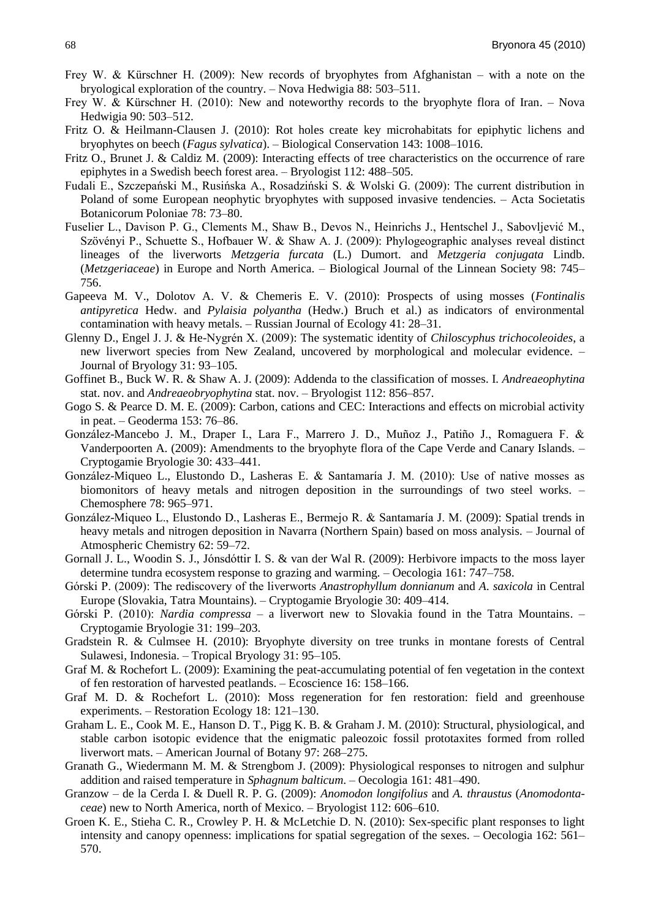Frey W. & Kürschner H. (2009): New records of bryophytes from Afghanistan – with a note on the bryological exploration of the country. – Nova Hedwigia 88: 503–511.

Frey W. & Kürschner H. (2010): New and noteworthy records to the bryophyte flora of Iran. – Nova Hedwigia 90: 503–512.

Fritz O. & Heilmann-Clausen J. (2010): Rot holes create key microhabitats for epiphytic lichens and bryophytes on beech (*Fagus sylvatica*). – Biological Conservation 143: 1008–1016.

Fritz O., Brunet J. & Caldiz M. (2009): Interacting effects of tree characteristics on the occurrence of rare epiphytes in a Swedish beech forest area. – Bryologist 112: 488–505.

Fudali E., Szczepański M., Rusińska A., Rosadziński S. & Wolski G. (2009): The current distribution in Poland of some European neophytic bryophytes with supposed invasive tendencies. – Acta Societatis Botanicorum Poloniae 78: 73–80.

Fuselier L., Davison P. G., Clements M., Shaw B., Devos N., Heinrichs J., Hentschel J., Sabovljević M., Szövényi P., Schuette S., Hofbauer W. & Shaw A. J. (2009): Phylogeographic analyses reveal distinct lineages of the liverworts *Metzgeria furcata* (L.) Dumort. and *Metzgeria conjugata* Lindb. (*Metzgeriaceae*) in Europe and North America. – Biological Journal of the Linnean Society 98: 745–756.

Gapeeva M. V., Dolotov A. V. & Chemeris E. V. (2010): Prospects of using mosses (*Fontinalis antipyretica* Hedw. and *Pylaisia polyantha* (Hedw.) Bruch et al.) as indicators of environmental contamination with heavy metals. – Russian Journal of Ecology 41: 28–31.

Glenny D., Engel J. J. & He-Nygrén X. (2009): The systematic identity of *Chiloscyphus trichocoleoides*, a new liverwort species from New Zealand, uncovered by morphological and molecular evidence. – Journal of Bryology 31: 93–105.

Goffinet B., Buck W. R. & Shaw A. J. (2009): Addenda to the classification of mosses. I. *Andreaeophytina* stat. nov. and *Andreaeobryophytina* stat. nov. – Bryologist 112: 856–857.

Gogo S. & Pearce D. M. E. (2009): Carbon, cations and CEC: Interactions and effects on microbial activity in peat. – Geoderma 153: 76–86.

González-Mancebo J. M., Draper I., Lara F., Marrero J. D., Muñoz J., Patiño J., Romaguera F. & Vanderpoorten A. (2009): Amendments to the bryophyte flora of the Cape Verde and Canary Islands. – Cryptogamie Bryologie 30: 433–441.

González-Miqueo L., Elustondo D., Lasheras E. & Santamaría J. M. (2010): Use of native mosses as biomonitors of heavy metals and nitrogen deposition in the surroundings of two steel works. – Chemosphere 78: 965–971.

González-Miqueo L., Elustondo D., Lasheras E., Bermejo R. & Santamaría J. M. (2009): Spatial trends in heavy metals and nitrogen deposition in Navarra (Northern Spain) based on moss analysis. – Journal of Atmospheric Chemistry 62: 59–72.

Gornall J. L., Woodin S. J., Jónsdóttir I. S. & van der Wal R. (2009): Herbivore impacts to the moss layer determine tundra ecosystem response to grazing and warming. – Oecologia 161: 747–758.

Górski P. (2009): The rediscovery of the liverworts *Anastrophyllum donnianum* and *A. saxicola* in Central Europe (Slovakia, Tatra Mountains). – Cryptogamie Bryologie 30: 409–414.

Górski P. (2010): *Nardia compressa* – a liverwort new to Slovakia found in the Tatra Mountains. – Cryptogamie Bryologie 31: 199–203.

Gradstein R. & Culmsee H. (2010): Bryophyte diversity on tree trunks in montane forests of Central Sulawesi, Indonesia. – Tropical Bryology 31: 95–105.

Graf M. & Rochefort L. (2009): Examining the peat-accumulating potential of fen vegetation in the context of fen restoration of harvested peatlands. – Ecoscience 16: 158–166.

Graf M. D. & Rochefort L. (2010): Moss regeneration for fen restoration: field and greenhouse experiments. – Restoration Ecology 18: 121–130.

Graham L. E., Cook M. E., Hanson D. T., Pigg K. B. & Graham J. M. (2010): Structural, physiological, and stable carbon isotopic evidence that the enigmatic paleozoic fossil prototaxites formed from rolled liverwort mats. – American Journal of Botany 97: 268–275.

Granath G., Wiedermann M. M. & Strengbom J. (2009): Physiological responses to nitrogen and sulphur addition and raised temperature in *Sphagnum balticum*. – Oecologia 161: 481–490.

Granzow – de la Cerda I. & Duell R. P. G. (2009): *Anomodon longifolius* and *A. thraustus* (*Anomodontaceae*) new to North America, north of Mexico. – Bryologist 112: 606–610.

Groen K. E., Stieha C. R., Crowley P. H. & McLetchie D. N. (2010): Sex-specific plant responses to light intensity and canopy openness: implications for spatial segregation of the sexes. – Oecologia 162: 561–570.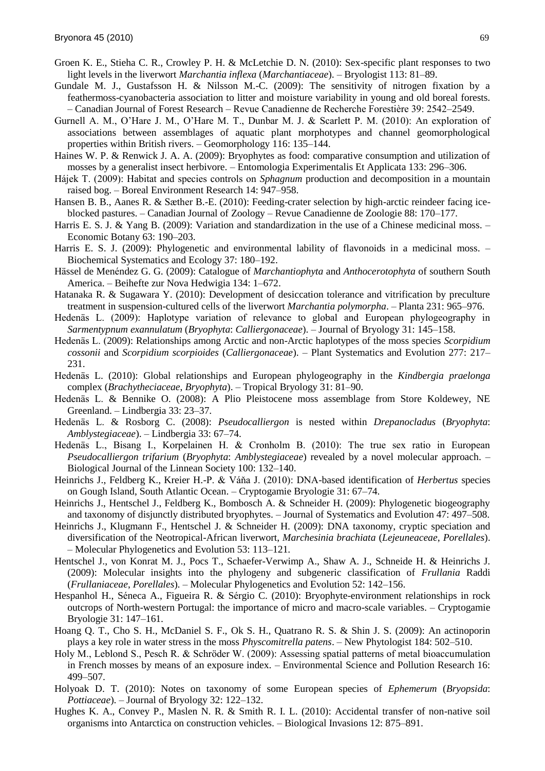Groen K. E., Stieha C. R., Crowley P. H. & McLetchie D. N. (2010): Sex-specific plant responses to two light levels in the liverwort *Marchantia inflexa* (*Marchantiaceae*). – Bryologist 113: 81–89.

Gundale M. J., Gustafsson H. & Nilsson M.-C. (2009): The sensitivity of nitrogen fixation by a feathermoss-cyanobacteria association to litter and moisture variability in young and old boreal forests. – Canadian Journal of Forest Research – Revue Canadienne de Recherche Forestière 39: 2542–2549.

Gurnell A. M., O'Hare J. M., O'Hare M. T., Dunbar M. J. & Scarlett P. M. (2010): An exploration of associations between assemblages of aquatic plant morphotypes and channel geomorphological properties within British rivers. – Geomorphology 116: 135–144.

Haines W. P. & Renwick J. A. A. (2009): Bryophytes as food: comparative consumption and utilization of mosses by a generalist insect herbivore. – Entomologia Experimentalis Et Applicata 133: 296–306.

Hájek T. (2009): Habitat and species controls on *Sphagnum* production and decomposition in a mountain raised bog. – Boreal Environment Research 14: 947–958.

Hansen B. B., Aanes R. & Sæther B.-E. (2010): Feeding-crater selection by high-arctic reindeer facing ice-blocked pastures. – Canadian Journal of Zoology – Revue Canadienne de Zoologie 88: 170–177.

Harris E. S. J. & Yang B. (2009): Variation and standardization in the use of a Chinese medicinal moss. – Economic Botany 63: 190–203.

Harris E. S. J. (2009): Phylogenetic and environmental lability of flavonoids in a medicinal moss. – Biochemical Systematics and Ecology 37: 180–192.

Hässel de Menéndez G. G. (2009): Catalogue of *Marchantiophyta* and *Anthocerotophyta* of southern South America. – Beihefte zur Nova Hedwigia 134: 1–672.

Hatanaka R. & Sugawara Y. (2010): Development of desiccation tolerance and vitrification by preculture treatment in suspension-cultured cells of the liverwort *Marchantia polymorpha*. – Planta 231: 965–976.

Hedenäs L. (2009): Haplotype variation of relevance to global and European phylogeography in *Sarmentypnum exannulatum* (*Bryophyta*: *Calliergonaceae*). – Journal of Bryology 31: 145–158.

Hedenäs L. (2009): Relationships among Arctic and non-Arctic haplotypes of the moss species *Scorpidium cossonii* and *Scorpidium scorpioides* (*Calliergonaceae*). – Plant Systematics and Evolution 277: 217–231.

Hedenäs L. (2010): Global relationships and European phylogeography in the *Kindbergia praelonga* complex (*Brachytheciaceae*, *Bryophyta*). – Tropical Bryology 31: 81–90.

Hedenäs L. & Bennike O. (2008): A Plio Pleistocene moss assemblage from Store Koldewey, NE Greenland. – Lindbergia 33: 23–37.

Hedenäs L. & Rosborg C. (2008): *Pseudocalliergon* is nested within *Drepanocladus* (*Bryophyta*: *Amblystegiaceae*). – Lindbergia 33: 67–74.

Hedenäs L., Bisang I., Korpelainen H. & Cronholm B. (2010): The true sex ratio in European *Pseudocalliergon trifarium* (*Bryophyta*: *Amblystegiaceae*) revealed by a novel molecular approach. – Biological Journal of the Linnean Society 100: 132–140.

Heinrichs J., Feldberg K., Kreier H.-P. & Váňa J. (2010): DNA-based identification of *Herbertus* species on Gough Island, South Atlantic Ocean. – Cryptogamie Bryologie 31: 67–74.

Heinrichs J., Hentschel J., Feldberg K., Bombosch A. & Schneider H. (2009): Phylogenetic biogeography and taxonomy of disjunctly distributed bryophytes. – Journal of Systematics and Evolution 47: 497–508.

Heinrichs J., Klugmann F., Hentschel J. & Schneider H. (2009): DNA taxonomy, cryptic speciation and diversification of the Neotropical-African liverwort, *Marchesinia brachiata* (*Lejeuneaceae*, *Porellales*). – Molecular Phylogenetics and Evolution 53: 113–121.

Hentschel J., von Konrat M. J., Pocs T., Schaefer-Verwimp A., Shaw A. J., Schneide H. & Heinrichs J. (2009): Molecular insights into the phylogeny and subgeneric classification of *Frullania* Raddi (*Frullaniaceae*, *Porellales*). – Molecular Phylogenetics and Evolution 52: 142–156.

Hespanhol H., Séneca A., Figueira R. & Sérgio C. (2010): Bryophyte-environment relationships in rock outcrops of North-western Portugal: the importance of micro and macro-scale variables. – Cryptogamie Bryologie 31: 147–161.

Hoang Q. T., Cho S. H., McDaniel S. F., Ok S. H., Quatrano R. S. & Shin J. S. (2009): An actinoporin plays a key role in water stress in the moss *Physcomitrella patens*. – New Phytologist 184: 502–510.

Holy M., Leblond S., Pesch R. & Schröder W. (2009): Assessing spatial patterns of metal bioaccumulation in French mosses by means of an exposure index. – Environmental Science and Pollution Research 16: 499–507.

Holyoak D. T. (2010): Notes on taxonomy of some European species of *Ephemerum* (*Bryopsida*: *Pottiaceae*). – Journal of Bryology 32: 122–132.

Hughes K. A., Convey P., Maslen N. R. & Smith R. I. L. (2010): Accidental transfer of non-native soil organisms into Antarctica on construction vehicles. – Biological Invasions 12: 875–891.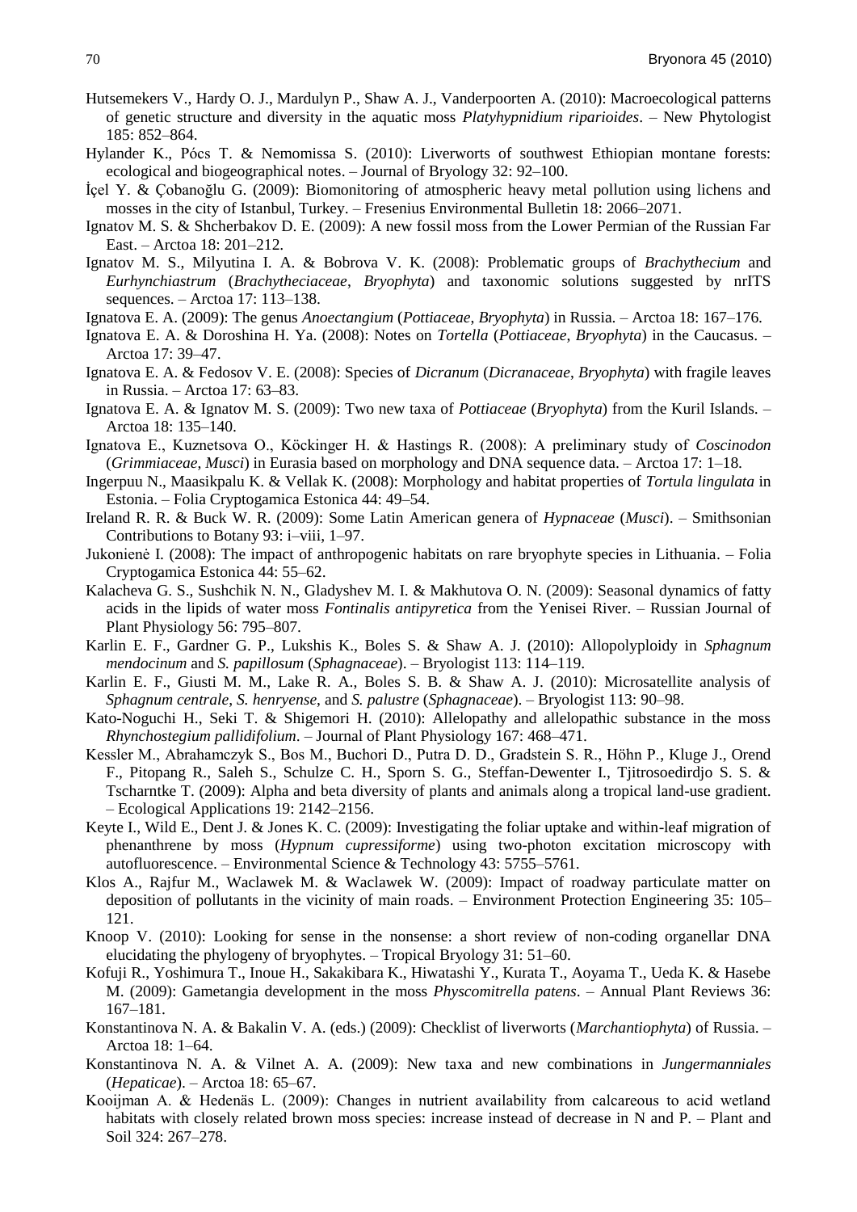Hutsemekers V., Hardy O. J., Mardulyn P., Shaw A. J., Vanderpoorten A. (2010): Macroecological patterns of genetic structure and diversity in the aquatic moss *Platyhypnidium riparioides*. – New Phytologist 185: 852–864.

Hylander K., Pócs T. & Nemomissa S. (2010): Liverworts of southwest Ethiopian montane forests: ecological and biogeographical notes. – Journal of Bryology 32: 92–100.

İçel Y. & Çobanoğlu G. (2009): Biomonitoring of atmospheric heavy metal pollution using lichens and mosses in the city of Istanbul, Turkey. – Fresenius Environmental Bulletin 18: 2066–2071.

Ignatov M. S. & Shcherbakov D. E. (2009): A new fossil moss from the Lower Permian of the Russian Far East. – Arctoa 18: 201–212.

Ignatov M. S., Milyutina I. A. & Bobrova V. K. (2008): Problematic groups of *Brachythecium* and *Eurhynchiastrum* (*Brachytheciaceae*, *Bryophyta*) and taxonomic solutions suggested by nrITS sequences. – Arctoa 17: 113–138.

Ignatova E. A. (2009): The genus *Anoectangium* (*Pottiaceae*, *Bryophyta*) in Russia. – Arctoa 18: 167–176.

Ignatova E. A. & Doroshina H. Ya. (2008): Notes on *Tortella* (*Pottiaceae*, *Bryophyta*) in the Caucasus. – Arctoa 17: 39–47.

Ignatova E. A. & Fedosov V. E. (2008): Species of *Dicranum* (*Dicranaceae*, *Bryophyta*) with fragile leaves in Russia. – Arctoa 17: 63–83.

Ignatova E. A. & Ignatov M. S. (2009): Two new taxa of *Pottiaceae* (*Bryophyta*) from the Kuril Islands. – Arctoa 18: 135–140.

Ignatova E., Kuznetsova O., Köckinger H. & Hastings R. (2008): A preliminary study of *Coscinodon* (*Grimmiaceae*, *Musci*) in Eurasia based on morphology and DNA sequence data. – Arctoa 17: 1–18.

Ingerpuu N., Maasikpalu K. & Vellak K. (2008): Morphology and habitat properties of *Tortula lingulata* in Estonia. – Folia Cryptogamica Estonica 44: 49–54.

Ireland R. R. & Buck W. R. (2009): Some Latin American genera of *Hypnaceae* (*Musci*). – Smithsonian Contributions to Botany 93: i–viii, 1–97.

Jukonienė I. (2008): The impact of anthropogenic habitats on rare bryophyte species in Lithuania. – Folia Cryptogamica Estonica 44: 55–62.

Kalacheva G. S., Sushchik N. N., Gladyshev M. I. & Makhutova O. N. (2009): Seasonal dynamics of fatty acids in the lipids of water moss *Fontinalis antipyretica* from the Yenisei River. – Russian Journal of Plant Physiology 56: 795–807.

Karlin E. F., Gardner G. P., Lukshis K., Boles S. & Shaw A. J. (2010): Allopolyploidy in *Sphagnum mendocinum* and *S. papillosum* (*Sphagnaceae*). – Bryologist 113: 114–119.

Karlin E. F., Giusti M. M., Lake R. A., Boles S. B. & Shaw A. J. (2010): Microsatellite analysis of *Sphagnum centrale*, *S. henryense*, and *S. palustre* (*Sphagnaceae*). – Bryologist 113: 90–98.

Kato-Noguchi H., Seki T. & Shigemori H. (2010): Allelopathy and allelopathic substance in the moss *Rhynchostegium pallidifolium*. – Journal of Plant Physiology 167: 468–471.

Kessler M., Abrahamczyk S., Bos M., Buchori D., Putra D. D., Gradstein S. R., Höhn P., Kluge J., Orend F., Pitopang R., Saleh S., Schulze C. H., Sporn S. G., Steffan-Dewenter I., Tjitrosoedirdjo S. S. & Tscharntke T. (2009): Alpha and beta diversity of plants and animals along a tropical land-use gradient. – Ecological Applications 19: 2142–2156.

Keyte I., Wild E., Dent J. & Jones K. C. (2009): Investigating the foliar uptake and within-leaf migration of phenanthrene by moss (*Hypnum cupressiforme*) using two-photon excitation microscopy with autofluorescence. – Environmental Science & Technology 43: 5755–5761.

Klos A., Rajfur M., Waclawek M. & Waclawek W. (2009): Impact of roadway particulate matter on deposition of pollutants in the vicinity of main roads. – Environment Protection Engineering 35: 105–121.

Knoop V. (2010): Looking for sense in the nonsense: a short review of non-coding organellar DNA elucidating the phylogeny of bryophytes. – Tropical Bryology 31: 51–60.

Kofuji R., Yoshimura T., Inoue H., Sakakibara K., Hiwatashi Y., Kurata T., Aoyama T., Ueda K. & Hasebe M. (2009): Gametangia development in the moss *Physcomitrella patens*. – Annual Plant Reviews 36: 167–181.

Konstantinova N. A. & Bakalin V. A. (eds.) (2009): Checklist of liverworts (*Marchantiophyta*) of Russia. – Arctoa 18: 1–64.

Konstantinova N. A. & Vilnet A. A. (2009): New taxa and new combinations in *Jungermanniales* (*Hepaticae*). – Arctoa 18: 65–67.

Kooijman A. & Hedenäs L. (2009): Changes in nutrient availability from calcareous to acid wetland habitats with closely related brown moss species: increase instead of decrease in N and P. – Plant and Soil 324: 267–278.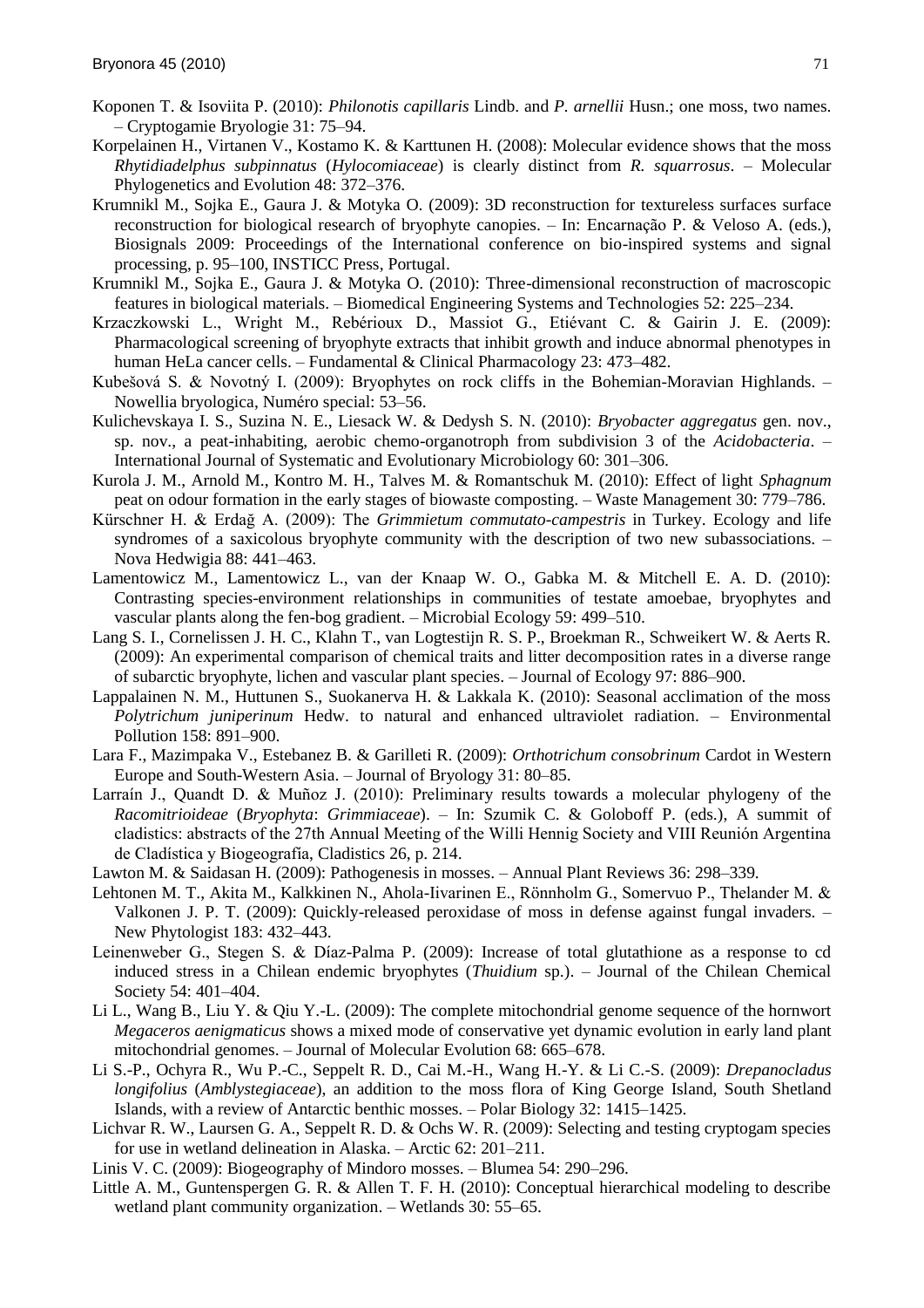Koponen T. & Isoviita P. (2010): *Philonotis capillaris* Lindb. and *P. arnellii* Husn.; one moss, two names. – Cryptogamie Bryologie 31: 75–94.

Korpelainen H., Virtanen V., Kostamo K. & Karttunen H. (2008): Molecular evidence shows that the moss *Rhytidiadelphus subpinnatus* (*Hylocomiaceae*) is clearly distinct from *R. squarrosus*. – Molecular Phylogenetics and Evolution 48: 372–376.

Krumnikl M., Sojka E., Gaura J. & Motyka O. (2009): 3D reconstruction for textureless surfaces surface reconstruction for biological research of bryophyte canopies. – In: Encarnação P. & Veloso A. (eds.), Biosignals 2009: Proceedings of the International conference on bio-inspired systems and signal processing, p. 95–100, INSTICC Press, Portugal.

Krumnikl M., Sojka E., Gaura J. & Motyka O. (2010): Three-dimensional reconstruction of macroscopic features in biological materials. – Biomedical Engineering Systems and Technologies 52: 225–234.

Krzaczkowski L., Wright M., Rebérioux D., Massiot G., Etiévant C. & Gairin J. E. (2009): Pharmacological screening of bryophyte extracts that inhibit growth and induce abnormal phenotypes in human HeLa cancer cells. – Fundamental & Clinical Pharmacology 23: 473–482.

Kubešová S. & Novotný I. (2009): Bryophytes on rock cliffs in the Bohemian-Moravian Highlands. – Nowellia bryologica, Numéro special: 53–56.

Kulichevskaya I. S., Suzina N. E., Liesack W. & Dedysh S. N. (2010): *Bryobacter aggregatus* gen. nov., sp. nov., a peat-inhabiting, aerobic chemo-organotroph from subdivision 3 of the *Acidobacteria*. – International Journal of Systematic and Evolutionary Microbiology 60: 301–306.

Kurola J. M., Arnold M., Kontro M. H., Talves M. & Romantschuk M. (2010): Effect of light *Sphagnum* peat on odour formation in the early stages of biowaste composting. – Waste Management 30: 779–786.

Kürschner H. & Erdağ A. (2009): The *Grimmietum commutato-campestris* in Turkey. Ecology and life syndromes of a saxicolous bryophyte community with the description of two new subassociations. – Nova Hedwigia 88: 441–463.

Lamentowicz M., Lamentowicz L., van der Knaap W. O., Gabka M. & Mitchell E. A. D. (2010): Contrasting species-environment relationships in communities of testate amoebae, bryophytes and vascular plants along the fen-bog gradient. – Microbial Ecology 59: 499–510.

Lang S. I., Cornelissen J. H. C., Klahn T., van Logtestijn R. S. P., Broekman R., Schweikert W. & Aerts R. (2009): An experimental comparison of chemical traits and litter decomposition rates in a diverse range of subarctic bryophyte, lichen and vascular plant species. – Journal of Ecology 97: 886–900.

Lappalainen N. M., Huttunen S., Suokanerva H. & Lakkala K. (2010): Seasonal acclimation of the moss *Polytrichum juniperinum* Hedw. to natural and enhanced ultraviolet radiation. – Environmental Pollution 158: 891–900.

Lara F., Mazimpaka V., Estebanez B. & Garilleti R. (2009): *Orthotrichum consobrinum* Cardot in Western Europe and South-Western Asia. – Journal of Bryology 31: 80–85.

Larraín J., Quandt D. & Muñoz J. (2010): Preliminary results towards a molecular phylogeny of the *Racomitrioideae* (*Bryophyta*: *Grimmiaceae*). – In: Szumik C. & Goloboff P. (eds.), A summit of cladistics: abstracts of the 27th Annual Meeting of the Willi Hennig Society and VIII Reunión Argentina de Cladística y Biogeografía, Cladistics 26, p. 214.

Lawton M. & Saidasan H. (2009): Pathogenesis in mosses. – Annual Plant Reviews 36: 298–339.

Lehtonen M. T., Akita M., Kalkkinen N., Ahola-Iivarinen E., Rönnholm G., Somervuo P., Thelander M. & Valkonen J. P. T. (2009): Quickly-released peroxidase of moss in defense against fungal invaders. – New Phytologist 183: 432–443.

Leinenweber G., Stegen S. & Díaz-Palma P. (2009): Increase of total glutathione as a response to cd induced stress in a Chilean endemic bryophytes (*Thuidium* sp.). – Journal of the Chilean Chemical Society 54: 401–404.

Li L., Wang B., Liu Y. & Qiu Y.-L. (2009): The complete mitochondrial genome sequence of the hornwort *Megaceros aenigmaticus* shows a mixed mode of conservative yet dynamic evolution in early land plant mitochondrial genomes. – Journal of Molecular Evolution 68: 665–678.

Li S.-P., Ochyra R., Wu P.-C., Seppelt R. D., Cai M.-H., Wang H.-Y. & Li C.-S. (2009): *Drepanocladus longifolius* (*Amblystegiaceae*), an addition to the moss flora of King George Island, South Shetland Islands, with a review of Antarctic benthic mosses. – Polar Biology 32: 1415–1425.

Lichvar R. W., Laursen G. A., Seppelt R. D. & Ochs W. R. (2009): Selecting and testing cryptogam species for use in wetland delineation in Alaska. – Arctic 62: 201–211.

Linis V. C. (2009): Biogeography of Mindoro mosses. – Blumea 54: 290–296.

Little A. M., Guntenspergen G. R. & Allen T. F. H. (2010): Conceptual hierarchical modeling to describe wetland plant community organization. – Wetlands 30: 55–65.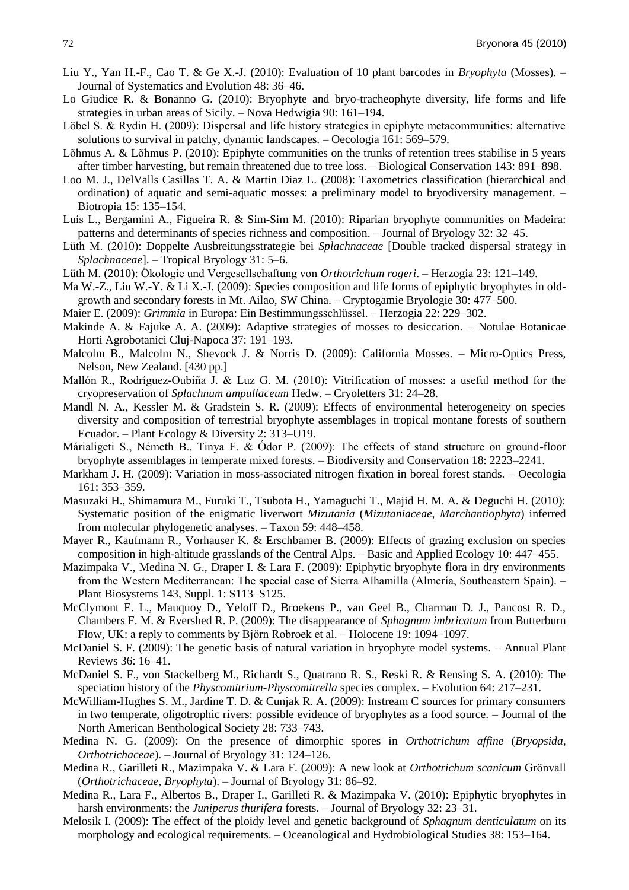Liu Y., Yan H.-F., Cao T. & Ge X.-J. (2010): Evaluation of 10 plant barcodes in *Bryophyta* (Mosses). – Journal of Systematics and Evolution 48: 36–46.

Lo Giudice R. & Bonanno G. (2010): Bryophyte and bryo-tracheophyte diversity, life forms and life strategies in urban areas of Sicily. – Nova Hedwigia 90: 161–194.

Löbel S. & Rydin H. (2009): Dispersal and life history strategies in epiphyte metacommunities: alternative solutions to survival in patchy, dynamic landscapes. – Oecologia 161: 569–579.

Lõhmus A. & Lõhmus P. (2010): Epiphyte communities on the trunks of retention trees stabilise in 5 years after timber harvesting, but remain threatened due to tree loss. – Biological Conservation 143: 891–898.

Loo M. J., DelValls Casillas T. A. & Martin Diaz L. (2008): Taxometrics classification (hierarchical and ordination) of aquatic and semi-aquatic mosses: a preliminary model to bryodiversity management. – Biotropia 15: 135–154.

Luís L., Bergamini A., Figueira R. & Sim-Sim M. (2010): Riparian bryophyte communities on Madeira: patterns and determinants of species richness and composition. – Journal of Bryology 32: 32–45.

Lüth M. (2010): Doppelte Ausbreitungsstrategie bei *Splachnaceae* [Double tracked dispersal strategy in *Splachnaceae*]. – Tropical Bryology 31: 5–6.

Lüth M. (2010): Ökologie und Vergesellschaftung von *Orthotrichum rogeri*. – Herzogia 23: 121–149.

Ma W.-Z., Liu W.-Y. & Li X.-J. (2009): Species composition and life forms of epiphytic bryophytes in old-growth and secondary forests in Mt. Ailao, SW China. – Cryptogamie Bryologie 30: 477–500.

Maier E. (2009): *Grimmia* in Europa: Ein Bestimmungsschlüssel. – Herzogia 22: 229–302.

Makinde A. & Fajuke A. A. (2009): Adaptive strategies of mosses to desiccation. – Notulae Botanicae Horti Agrobotanici Cluj-Napoca 37: 191–193.

Malcolm B., Malcolm N., Shevock J. & Norris D. (2009): California Mosses. – Micro-Optics Press, Nelson, New Zealand. [430 pp.]

Mallón R., Rodríguez-Oubiña J. & Luz G. M. (2010): Vitrification of mosses: a useful method for the cryopreservation of *Splachnum ampullaceum* Hedw. – Cryoletters 31: 24–28.

Mandl N. A., Kessler M. & Gradstein S. R. (2009): Effects of environmental heterogeneity on species diversity and composition of terrestrial bryophyte assemblages in tropical montane forests of southern Ecuador. – Plant Ecology & Diversity 2: 313–U19.

Márialigeti S., Németh B., Tinya F. & Ódor P. (2009): The effects of stand structure on ground-floor bryophyte assemblages in temperate mixed forests. – Biodiversity and Conservation 18: 2223–2241.

Markham J. H. (2009): Variation in moss-associated nitrogen fixation in boreal forest stands. – Oecologia 161: 353–359.

Masuzaki H., Shimamura M., Furuki T., Tsubota H., Yamaguchi T., Majid H. M. A. & Deguchi H. (2010): Systematic position of the enigmatic liverwort *Mizutania* (*Mizutaniaceae*, *Marchantiophyta*) inferred from molecular phylogenetic analyses. – Taxon 59: 448–458.

Mayer R., Kaufmann R., Vorhauser K. & Erschbamer B. (2009): Effects of grazing exclusion on species composition in high-altitude grasslands of the Central Alps. – Basic and Applied Ecology 10: 447–455.

Mazimpaka V., Medina N. G., Draper I. & Lara F. (2009): Epiphytic bryophyte flora in dry environments from the Western Mediterranean: The special case of Sierra Alhamilla (Almería, Southeastern Spain). – Plant Biosystems 143, Suppl. 1: S113–S125.

McClymont E. L., Mauquoy D., Yeloff D., Broekens P., van Geel B., Charman D. J., Pancost R. D., Chambers F. M. & Evershed R. P. (2009): The disappearance of *Sphagnum imbricatum* from Butterburn Flow, UK: a reply to comments by Björn Robroek et al. – Holocene 19: 1094–1097.

McDaniel S. F. (2009): The genetic basis of natural variation in bryophyte model systems. – Annual Plant Reviews 36: 16–41.

McDaniel S. F., von Stackelberg M., Richardt S., Quatrano R. S., Reski R. & Rensing S. A. (2010): The speciation history of the *Physcomitrium-Physcomitrella* species complex. – Evolution 64: 217–231.

McWilliam-Hughes S. M., Jardine T. D. & Cunjak R. A. (2009): Instream C sources for primary consumers in two temperate, oligotrophic rivers: possible evidence of bryophytes as a food source. – Journal of the North American Benthological Society 28: 733–743.

Medina N. G. (2009): On the presence of dimorphic spores in *Orthotrichum affine* (*Bryopsida*, *Orthotrichaceae*). – Journal of Bryology 31: 124–126.

Medina R., Garilleti R., Mazimpaka V. & Lara F. (2009): A new look at *Orthotrichum scanicum* Grönvall (*Orthotrichaceae*, *Bryophyta*). – Journal of Bryology 31: 86–92.

Medina R., Lara F., Albertos B., Draper I., Garilleti R. & Mazimpaka V. (2010): Epiphytic bryophytes in harsh environments: the *Juniperus thurifera* forests. – Journal of Bryology 32: 23–31.

Melosik I. (2009): The effect of the ploidy level and genetic background of *Sphagnum denticulatum* on its morphology and ecological requirements. – Oceanological and Hydrobiological Studies 38: 153–164.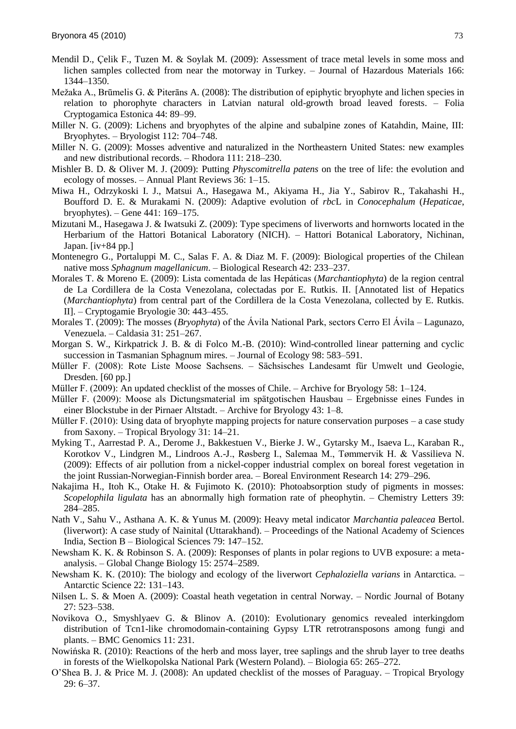Mendil D., Çelik F., Tuzen M. & Soylak M. (2009): Assessment of trace metal levels in some moss and lichen samples collected from near the motorway in Turkey. – Journal of Hazardous Materials 166: 1344–1350.

Mežaka A., Brūmelis G. & Piterāns A. (2008): The distribution of epiphytic bryophyte and lichen species in relation to phorophyte characters in Latvian natural old-growth broad leaved forests. – Folia Cryptogamica Estonica 44: 89–99.

Miller N. G. (2009): Lichens and bryophytes of the alpine and subalpine zones of Katahdin, Maine, III: Bryophytes. – Bryologist 112: 704–748.

Miller N. G. (2009): Mosses adventive and naturalized in the Northeastern United States: new examples and new distributional records. – Rhodora 111: 218–230.

Mishler B. D. & Oliver M. J. (2009): Putting *Physcomitrella patens* on the tree of life: the evolution and ecology of mosses. – Annual Plant Reviews 36: 1–15.

Miwa H., Odrzykoski I. J., Matsui A., Hasegawa M., Akiyama H., Jia Y., Sabirov R., Takahashi H., Boufford D. E. & Murakami N. (2009): Adaptive evolution of *rbc*L in *Conocephalum* (*Hepaticae*, bryophytes). – Gene 441: 169–175.

Mizutani M., Hasegawa J. & Iwatsuki Z. (2009): Type specimens of liverworts and hornworts located in the Herbarium of the Hattori Botanical Laboratory (NICH). – Hattori Botanical Laboratory, Nichinan, Japan. [iv+84 pp.]

Montenegro G., Portaluppi M. C., Salas F. A. & Diaz M. F. (2009): Biological properties of the Chilean native moss *Sphagnum magellanicum*. – Biological Research 42: 233–237.

Morales T. & Moreno E. (2009): Lista comentada de las Hepáticas (*Marchantiophyta*) de la region central de La Cordillera de la Costa Venezolana, colectadas por E. Rutkis. II. [Annotated list of Hepatics (*Marchantiophyta*) from central part of the Cordillera de la Costa Venezolana, collected by E. Rutkis. II]. – Cryptogamie Bryologie 30: 443–455.

Morales T. (2009): The mosses (*Bryophyta*) of the Ávila National Park, sectors Cerro El Ávila – Lagunazo, Venezuela. – Caldasia 31: 251–267.

Morgan S. W., Kirkpatrick J. B. & di Folco M.-B. (2010): Wind-controlled linear patterning and cyclic succession in Tasmanian Sphagnum mires. – Journal of Ecology 98: 583–591.

Müller F. (2008): Rote Liste Moose Sachsens. – Sächsisches Landesamt für Umwelt und Geologie, Dresden. [60 pp.]

Müller F. (2009): An updated checklist of the mosses of Chile. – Archive for Bryology 58: 1–124.

Müller F. (2009): Moose als Dictungsmaterial im spätgotischen Hausbau – Ergebnisse eines Fundes in einer Blockstube in der Pirnaer Altstadt. – Archive for Bryology 43: 1–8.

Müller F. (2010): Using data of bryophyte mapping projects for nature conservation purposes – a case study from Saxony. – Tropical Bryology 31: 14–21.

Myking T., Aarrestad P. A., Derome J., Bakkestuen V., Bierke J. W., Gytarsky M., Isaeva L., Karaban R., Korotkov V., Lindgren M., Lindroos A.-J., Røsberg I., Salemaa M., Tømmervik H. & Vassilieva N. (2009): Effects of air pollution from a nickel-copper industrial complex on boreal forest vegetation in the joint Russian-Norwegian-Finnish border area. – Boreal Environment Research 14: 279–296.

Nakajima H., Itoh K., Otake H. & Fujimoto K. (2010): Photoabsorption study of pigments in mosses: *Scopelophila ligulata* has an abnormally high formation rate of pheophytin. – Chemistry Letters 39: 284–285.

Nath V., Sahu V., Asthana A. K. & Yunus M. (2009): Heavy metal indicator *Marchantia paleacea* Bertol. (liverwort): A case study of Nainital (Uttarakhand). – Proceedings of the National Academy of Sciences India, Section B – Biological Sciences 79: 147–152.

Newsham K. K. & Robinson S. A. (2009): Responses of plants in polar regions to UVB exposure: a meta-analysis. – Global Change Biology 15: 2574–2589.

Newsham K. K. (2010): The biology and ecology of the liverwort *Cephaloziella varians* in Antarctica. – Antarctic Science 22: 131–143.

Nilsen L. S. & Moen A. (2009): Coastal heath vegetation in central Norway. – Nordic Journal of Botany 27: 523–538.

Novikova O., Smyshlyaev G. & Blinov A. (2010): Evolutionary genomics revealed interkingdom distribution of Tcn1-like chromodomain-containing Gypsy LTR retrotransposons among fungi and plants. – BMC Genomics 11: 231.

Nowińska R. (2010): Reactions of the herb and moss layer, tree saplings and the shrub layer to tree deaths in forests of the Wielkopolska National Park (Western Poland). – Biologia 65: 265–272.

O'Shea B. J. & Price M. J. (2008): An updated checklist of the mosses of Paraguay. – Tropical Bryology 29: 6–37.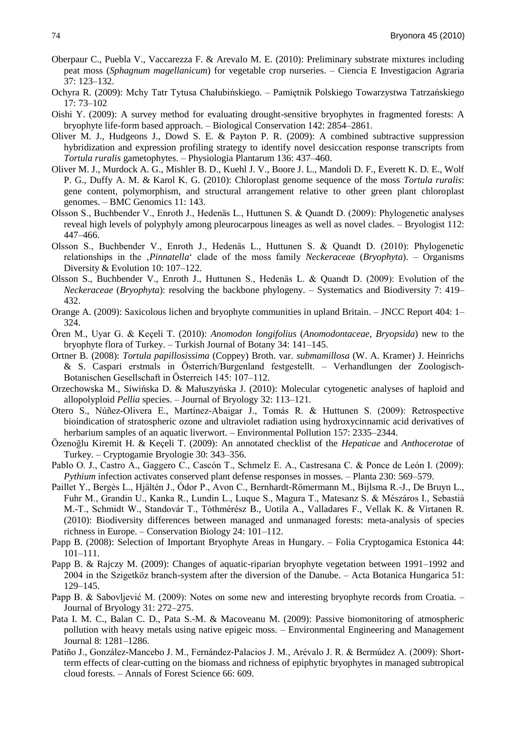Oberpaur C., Puebla V., Vaccarezza F. & Arevalo M. E. (2010): Preliminary substrate mixtures including peat moss (*Sphagnum magellanicum*) for vegetable crop nurseries. – Ciencia E Investigacion Agraria 37: 123–132.

Ochyra R. (2009): Mchy Tatr Tytusa Chałubińskiego. – Pamiętnik Polskiego Towarzystwa Tatrzańskiego 17: 73–102

Oishi Y. (2009): A survey method for evaluating drought-sensitive bryophytes in fragmented forests: A bryophyte life-form based approach. – Biological Conservation 142: 2854–2861.

Oliver M. J., Hudgeons J., Dowd S. E. & Payton P. R. (2009): A combined subtractive suppression hybridization and expression profiling strategy to identify novel desiccation response transcripts from *Tortula ruralis* gametophytes. – Physiologia Plantarum 136: 437–460.

Oliver M. J., Murdock A. G., Mishler B. D., Kuehl J. V., Boore J. L., Mandoli D. F., Everett K. D. E., Wolf P. G., Duffy A. M. & Karol K. G. (2010): Chloroplast genome sequence of the moss *Tortula ruralis*: gene content, polymorphism, and structural arrangement relative to other green plant chloroplast genomes. – BMC Genomics 11: 143.

Olsson S., Buchbender V., Enroth J., Hedenäs L., Huttunen S. & Quandt D. (2009): Phylogenetic analyses reveal high levels of polyphyly among pleurocarpous lineages as well as novel clades. – Bryologist 112: 447–466.

Olsson S., Buchbender V., Enroth J., Hedenäs L., Huttunen S. & Quandt D. (2010): Phylogenetic relationships in the ‚*Pinnatella*' clade of the moss family *Neckeraceae* (*Bryophyta*). – Organisms Diversity & Evolution 10: 107–122.

Olsson S., Buchbender V., Enroth J., Huttunen S., Hedenäs L. & Quandt D. (2009): Evolution of the *Neckeraceae* (*Bryophyta*): resolving the backbone phylogeny. – Systematics and Biodiversity 7: 419–432.

Orange A. (2009): Saxicolous lichen and bryophyte communities in upland Britain. – JNCC Report 404: 1–324.

Ören M., Uyar G. & Keçeli T. (2010): *Anomodon longifolius* (*Anomodontaceae*, *Bryopsida*) new to the bryophyte flora of Turkey. – Turkish Journal of Botany 34: 141–145.

Ortner B. (2008): *Tortula papillosissima* (Coppey) Broth. var. *submamillosa* (W. A. Kramer) J. Heinrichs & S. Caspari erstmals in Österrich/Burgenland festgestellt. – Verhandlungen der Zoologisch-Botanischen Gesellschaft in Österreich 145: 107–112.

Orzechowska M., Siwińska D. & Małuszyńska J. (2010): Molecular cytogenetic analyses of haploid and allopolyploid *Pellia* species. – Journal of Bryology 32: 113–121.

Otero S., Núñez-Olivera E., Martínez-Abaigar J., Tomás R. & Huttunen S. (2009): Retrospective bioindication of stratospheric ozone and ultraviolet radiation using hydroxycinnamic acid derivatives of herbarium samples of an aquatic liverwort. – Environmental Pollution 157: 2335–2344.

Özenoğlu Kiremit H. & Keçeli T. (2009): An annotated checklist of the *Hepaticae* and *Anthocerotae* of Turkey. – Cryptogamie Bryologie 30: 343–356.

Pablo O. J., Castro A., Gaggero C., Cascón T., Schmelz E. A., Castresana C. & Ponce de León I. (2009): *Pythium* infection activates conserved plant defense responses in mosses. – Planta 230: 569–579.

Paillet Y., Bergès L., Hjältén J., Ódor P., Avon C., Bernhardt-Römermann M., Bijlsma R.-J., De Bruyn L., Fuhr M., Grandin U., Kanka R., Lundin L., Luque S., Magura T., Matesanz S. & Mészáros I., Sebastià M.-T., Schmidt W., Standovár T., Tóthmérész B., Uotila A., Valladares F., Vellak K. & Virtanen R. (2010): Biodiversity differences between managed and unmanaged forests: meta-analysis of species richness in Europe. – Conservation Biology 24: 101–112.

Papp B. (2008): Selection of Important Bryophyte Areas in Hungary. – Folia Cryptogamica Estonica 44: 101–111.

Papp B. & Rajczy M. (2009): Changes of aquatic-riparian bryophyte vegetation between 1991–1992 and 2004 in the Szigetköz branch-system after the diversion of the Danube. – Acta Botanica Hungarica 51: 129–145.

Papp B. & Sabovljević M. (2009): Notes on some new and interesting bryophyte records from Croatia. – Journal of Bryology 31: 272–275.

Pata I. M. C., Balan C. D., Pata S.-M. & Macoveanu M. (2009): Passive biomonitoring of atmospheric pollution with heavy metals using native epigeic moss. – Environmental Engineering and Management Journal 8: 1281–1286.

Patiño J., González-Mancebo J. M., Fernández-Palacios J. M., Arévalo J. R. & Bermúdez A. (2009): Short-term effects of clear-cutting on the biomass and richness of epiphytic bryophytes in managed subtropical cloud forests. – Annals of Forest Science 66: 609.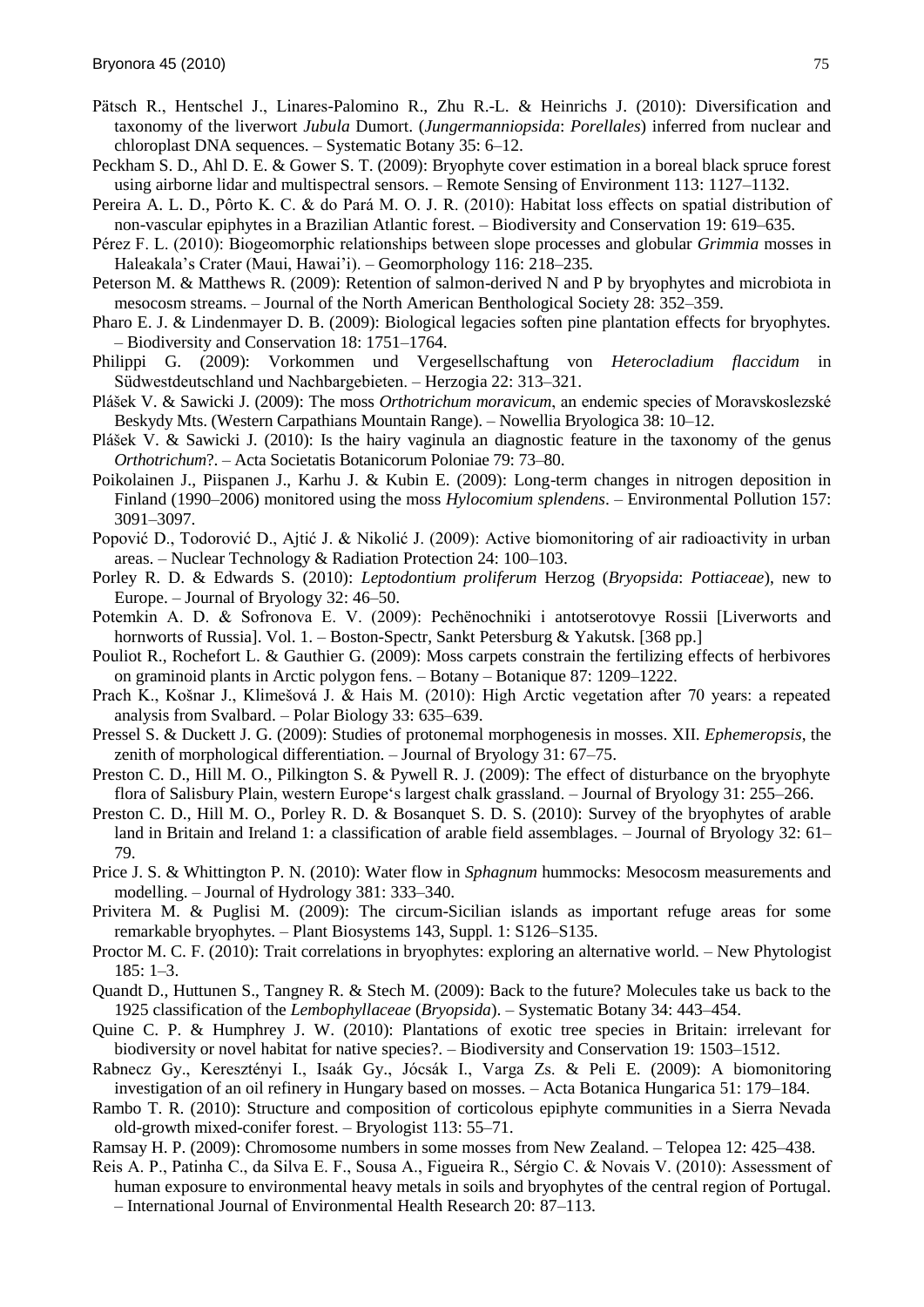Pätsch R., Hentschel J., Linares-Palomino R., Zhu R.-L. & Heinrichs J. (2010): Diversification and taxonomy of the liverwort *Jubula* Dumort. (*Jungermanniopsida*: *Porellales*) inferred from nuclear and chloroplast DNA sequences. – Systematic Botany 35: 6–12.

Peckham S. D., Ahl D. E. & Gower S. T. (2009): Bryophyte cover estimation in a boreal black spruce forest using airborne lidar and multispectral sensors. – Remote Sensing of Environment 113: 1127–1132.

Pereira A. L. D., Pôrto K. C. & do Pará M. O. J. R. (2010): Habitat loss effects on spatial distribution of non-vascular epiphytes in a Brazilian Atlantic forest. – Biodiversity and Conservation 19: 619–635.

Pérez F. L. (2010): Biogeomorphic relationships between slope processes and globular *Grimmia* mosses in Haleakala's Crater (Maui, Hawai'i). – Geomorphology 116: 218–235.

Peterson M. & Matthews R. (2009): Retention of salmon-derived N and P by bryophytes and microbiota in mesocosm streams. – Journal of the North American Benthological Society 28: 352–359.

Pharo E. J. & Lindenmayer D. B. (2009): Biological legacies soften pine plantation effects for bryophytes. – Biodiversity and Conservation 18: 1751–1764.

Philippi G. (2009): Vorkommen und Vergesellschaftung von *Heterocladium flaccidum* in Südwestdeutschland und Nachbargebieten. – Herzogia 22: 313–321.

Plášek V. & Sawicki J. (2009): The moss *Orthotrichum moravicum*, an endemic species of Moravskoslezské Beskydy Mts. (Western Carpathians Mountain Range). – Nowellia Bryologica 38: 10–12.

Plášek V. & Sawicki J. (2010): Is the hairy vaginula an diagnostic feature in the taxonomy of the genus *Orthotrichum*?. – Acta Societatis Botanicorum Poloniae 79: 73–80.

Poikolainen J., Piispanen J., Karhu J. & Kubin E. (2009): Long-term changes in nitrogen deposition in Finland (1990–2006) monitored using the moss *Hylocomium splendens*. – Environmental Pollution 157: 3091–3097.

Popović D., Todorović D., Ajtić J. & Nikolić J. (2009): Active biomonitoring of air radioactivity in urban areas. – Nuclear Technology & Radiation Protection 24: 100–103.

Porley R. D. & Edwards S. (2010): *Leptodontium proliferum* Herzog (*Bryopsida*: *Pottiaceae*), new to Europe. – Journal of Bryology 32: 46–50.

Potemkin A. D. & Sofronova E. V. (2009): Pechënochniki i antotserotovye Rossii [Liverworts and hornworts of Russia]. Vol. 1. – Boston-Spectr, Sankt Petersburg & Yakutsk. [368 pp.]

Pouliot R., Rochefort L. & Gauthier G. (2009): Moss carpets constrain the fertilizing effects of herbivores on graminoid plants in Arctic polygon fens. – Botany – Botanique 87: 1209–1222.

Prach K., Košnar J., Klimešová J. & Hais M. (2010): High Arctic vegetation after 70 years: a repeated analysis from Svalbard. – Polar Biology 33: 635–639.

Pressel S. & Duckett J. G. (2009): Studies of protonemal morphogenesis in mosses. XII. *Ephemeropsis*, the zenith of morphological differentiation. – Journal of Bryology 31: 67–75.

Preston C. D., Hill M. O., Pilkington S. & Pywell R. J. (2009): The effect of disturbance on the bryophyte flora of Salisbury Plain, western Europe's largest chalk grassland. – Journal of Bryology 31: 255–266.

Preston C. D., Hill M. O., Porley R. D. & Bosanquet S. D. S. (2010): Survey of the bryophytes of arable land in Britain and Ireland 1: a classification of arable field assemblages. – Journal of Bryology 32: 61–79.

Price J. S. & Whittington P. N. (2010): Water flow in *Sphagnum* hummocks: Mesocosm measurements and modelling. – Journal of Hydrology 381: 333–340.

Privitera M. & Puglisi M. (2009): The circum-Sicilian islands as important refuge areas for some remarkable bryophytes. – Plant Biosystems 143, Suppl. 1: S126–S135.

Proctor M. C. F. (2010): Trait correlations in bryophytes: exploring an alternative world. – New Phytologist 185: 1–3.

Quandt D., Huttunen S., Tangney R. & Stech M. (2009): Back to the future? Molecules take us back to the 1925 classification of the *Lembophyllaceae* (*Bryopsida*). – Systematic Botany 34: 443–454.

Quine C. P. & Humphrey J. W. (2010): Plantations of exotic tree species in Britain: irrelevant for biodiversity or novel habitat for native species?. – Biodiversity and Conservation 19: 1503–1512.

Rabnecz Gy., Keresztényi I., Isaák Gy., Jócsák I., Varga Zs. & Peli E. (2009): A biomonitoring investigation of an oil refinery in Hungary based on mosses. – Acta Botanica Hungarica 51: 179–184.

Rambo T. R. (2010): Structure and composition of corticolous epiphyte communities in a Sierra Nevada old-growth mixed-conifer forest. – Bryologist 113: 55–71.

Ramsay H. P. (2009): Chromosome numbers in some mosses from New Zealand. – Telopea 12: 425–438.

Reis A. P., Patinha C., da Silva E. F., Sousa A., Figueira R., Sérgio C. & Novais V. (2010): Assessment of human exposure to environmental heavy metals in soils and bryophytes of the central region of Portugal. – International Journal of Environmental Health Research 20: 87–113.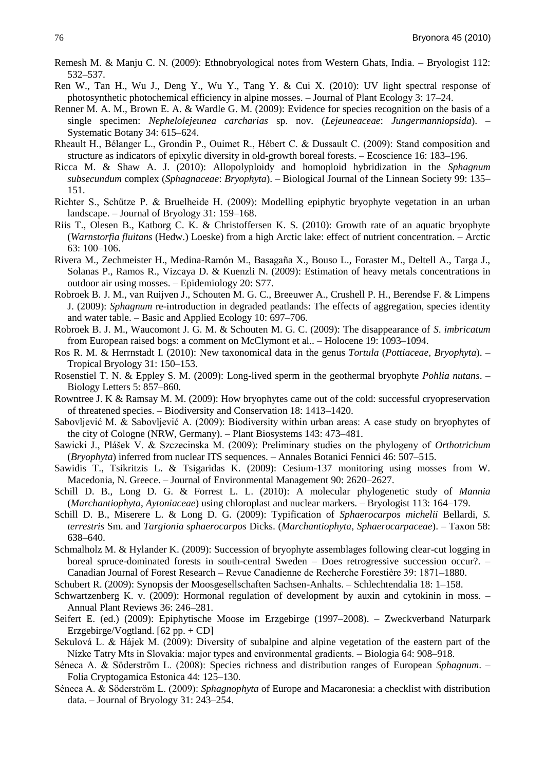Remesh M. & Manju C. N. (2009): Ethnobryological notes from Western Ghats, India. – Bryologist 112: 532–537.

Ren W., Tan H., Wu J., Deng Y., Wu Y., Tang Y. & Cui X. (2010): UV light spectral response of photosynthetic photochemical efficiency in alpine mosses. – Journal of Plant Ecology 3: 17–24.

Renner M. A. M., Brown E. A. & Wardle G. M. (2009): Evidence for species recognition on the basis of a single specimen: *Nephelolejeunea carcharias* sp. nov. (*Lejeuneaceae*: *Jungermanniopsida*). – Systematic Botany 34: 615–624.

Rheault H., Bélanger L., Grondin P., Ouimet R., Hébert C. & Dussault C. (2009): Stand composition and structure as indicators of epixylic diversity in old-growth boreal forests. – Ecoscience 16: 183–196.

Ricca M. & Shaw A. J. (2010): Allopolyploidy and homoploid hybridization in the *Sphagnum subsecundum* complex (*Sphagnaceae*: *Bryophyta*). – Biological Journal of the Linnean Society 99: 135–151.

Richter S., Schütze P. & Bruelheide H. (2009): Modelling epiphytic bryophyte vegetation in an urban landscape. – Journal of Bryology 31: 159–168.

Riis T., Olesen B., Katborg C. K. & Christoffersen K. S. (2010): Growth rate of an aquatic bryophyte (*Warnstorfia fluitans* (Hedw.) Loeske) from a high Arctic lake: effect of nutrient concentration. – Arctic 63: 100–106.

Rivera M., Zechmeister H., Medina-Ramón M., Basagaña X., Bouso L., Foraster M., Deltell A., Targa J., Solanas P., Ramos R., Vizcaya D. & Kuenzli N. (2009): Estimation of heavy metals concentrations in outdoor air using mosses. – Epidemiology 20: S77.

Robroek B. J. M., van Ruijven J., Schouten M. G. C., Breeuwer A., Crushell P. H., Berendse F. & Limpens J. (2009): *Sphagnum* re-introduction in degraded peatlands: The effects of aggregation, species identity and water table. – Basic and Applied Ecology 10: 697–706.

Robroek B. J. M., Waucomont J. G. M. & Schouten M. G. C. (2009): The disappearance of *S. imbricatum* from European raised bogs: a comment on McClymont et al.. – Holocene 19: 1093–1094.

Ros R. M. & Herrnstadt I. (2010): New taxonomical data in the genus *Tortula* (*Pottiaceae*, *Bryophyta*). – Tropical Bryology 31: 150–153.

Rosenstiel T. N. & Eppley S. M. (2009): Long-lived sperm in the geothermal bryophyte *Pohlia nutans*. – Biology Letters 5: 857–860.

Rowntree J. K & Ramsay M. M. (2009): How bryophytes came out of the cold: successful cryopreservation of threatened species. – Biodiversity and Conservation 18: 1413–1420.

Sabovljević M. & Sabovljević A. (2009): Biodiversity within urban areas: A case study on bryophytes of the city of Cologne (NRW, Germany). – Plant Biosystems 143: 473–481.

Sawicki J., Plášek V. & Szczecinska M. (2009): Preliminary studies on the phylogeny of *Orthotrichum* (*Bryophyta*) inferred from nuclear ITS sequences. – Annales Botanici Fennici 46: 507–515.

Sawidis T., Tsikritzis L. & Tsigaridas K. (2009): Cesium-137 monitoring using mosses from W. Macedonia, N. Greece. – Journal of Environmental Management 90: 2620–2627.

Schill D. B., Long D. G. & Forrest L. L. (2010): A molecular phylogenetic study of *Mannia* (*Marchantiophyta*, *Aytoniaceae*) using chloroplast and nuclear markers. – Bryologist 113: 164–179.

Schill D. B., Miserere L. & Long D. G. (2009): Typification of *Sphaerocarpos michelii* Bellardi, *S. terrestris* Sm. and *Targionia sphaerocarpos* Dicks. (*Marchantiophyta*, *Sphaerocarpaceae*). – Taxon 58: 638–640.

Schmalholz M. & Hylander K. (2009): Succession of bryophyte assemblages following clear-cut logging in boreal spruce-dominated forests in south-central Sweden – Does retrogressive succession occur?. – Canadian Journal of Forest Research – Revue Canadienne de Recherche Forestière 39: 1871–1880.

Schubert R. (2009): Synopsis der Moosgesellschaften Sachsen-Anhalts. – Schlechtendalia 18: 1–158.

Schwartzenberg K. v. (2009): Hormonal regulation of development by auxin and cytokinin in moss. – Annual Plant Reviews 36: 246–281.

Seifert E. (ed.) (2009): Epiphytische Moose im Erzgebirge (1997–2008). – Zweckverband Naturpark Erzgebirge/Vogtland. [62 pp. + CD]

Sekulová L. & Hájek M. (2009): Diversity of subalpine and alpine vegetation of the eastern part of the Nízke Tatry Mts in Slovakia: major types and environmental gradients. – Biologia 64: 908–918.

Séneca A. & Söderström L. (2008): Species richness and distribution ranges of European *Sphagnum*. – Folia Cryptogamica Estonica 44: 125–130.

Séneca A. & Söderström L. (2009): *Sphagnophyta* of Europe and Macaronesia: a checklist with distribution data. – Journal of Bryology 31: 243–254.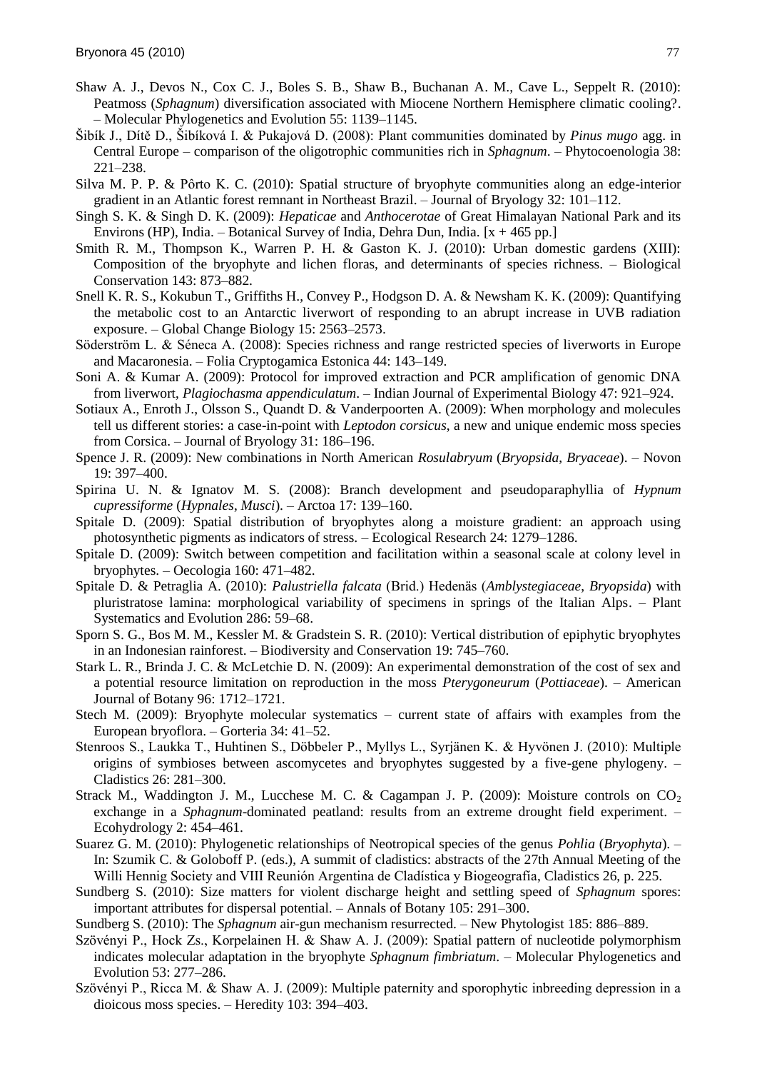Shaw A. J., Devos N., Cox C. J., Boles S. B., Shaw B., Buchanan A. M., Cave L., Seppelt R. (2010): Peatmoss (*Sphagnum*) diversification associated with Miocene Northern Hemisphere climatic cooling?. – Molecular Phylogenetics and Evolution 55: 1139–1145.

Šibík J., Dítě D., Šibíková I. & Pukajová D. (2008): Plant communities dominated by *Pinus mugo* agg. in Central Europe – comparison of the oligotrophic communities rich in *Sphagnum*. – Phytocoenologia 38: 221–238.

Silva M. P. P. & Pôrto K. C. (2010): Spatial structure of bryophyte communities along an edge-interior gradient in an Atlantic forest remnant in Northeast Brazil. – Journal of Bryology 32: 101–112.

Singh S. K. & Singh D. K. (2009): *Hepaticae* and *Anthocerotae* of Great Himalayan National Park and its Environs (HP), India. – Botanical Survey of India, Dehra Dun, India. [x + 465 pp.]

Smith R. M., Thompson K., Warren P. H. & Gaston K. J. (2010): Urban domestic gardens (XIII): Composition of the bryophyte and lichen floras, and determinants of species richness. – Biological Conservation 143: 873–882.

Snell K. R. S., Kokubun T., Griffiths H., Convey P., Hodgson D. A. & Newsham K. K. (2009): Quantifying the metabolic cost to an Antarctic liverwort of responding to an abrupt increase in UVB radiation exposure. – Global Change Biology 15: 2563–2573.

Söderström L. & Séneca A. (2008): Species richness and range restricted species of liverworts in Europe and Macaronesia. – Folia Cryptogamica Estonica 44: 143–149.

Soni A. & Kumar A. (2009): Protocol for improved extraction and PCR amplification of genomic DNA from liverwort, *Plagiochasma appendiculatum*. – Indian Journal of Experimental Biology 47: 921–924.

Sotiaux A., Enroth J., Olsson S., Quandt D. & Vanderpoorten A. (2009): When morphology and molecules tell us different stories: a case-in-point with *Leptodon corsicus*, a new and unique endemic moss species from Corsica. – Journal of Bryology 31: 186–196.

Spence J. R. (2009): New combinations in North American *Rosulabryum* (*Bryopsida*, *Bryaceae*). – Novon 19: 397–400.

Spirina U. N. & Ignatov M. S. (2008): Branch development and pseudoparaphyllia of *Hypnum cupressiforme* (*Hypnales*, *Musci*). – Arctoa 17: 139–160.

Spitale D. (2009): Spatial distribution of bryophytes along a moisture gradient: an approach using photosynthetic pigments as indicators of stress. – Ecological Research 24: 1279–1286.

Spitale D. (2009): Switch between competition and facilitation within a seasonal scale at colony level in bryophytes. – Oecologia 160: 471–482.

Spitale D. & Petraglia A. (2010): *Palustriella falcata* (Brid.) Hedenäs (*Amblystegiaceae*, *Bryopsida*) with pluristratose lamina: morphological variability of specimens in springs of the Italian Alps. – Plant Systematics and Evolution 286: 59–68.

Sporn S. G., Bos M. M., Kessler M. & Gradstein S. R. (2010): Vertical distribution of epiphytic bryophytes in an Indonesian rainforest. – Biodiversity and Conservation 19: 745–760.

Stark L. R., Brinda J. C. & McLetchie D. N. (2009): An experimental demonstration of the cost of sex and a potential resource limitation on reproduction in the moss *Pterygoneurum* (*Pottiaceae*). – American Journal of Botany 96: 1712–1721.

Stech M. (2009): Bryophyte molecular systematics – current state of affairs with examples from the European bryoflora. – Gorteria 34: 41–52.

Stenroos S., Laukka T., Huhtinen S., Döbbeler P., Myllys L., Syrjänen K. & Hyvönen J. (2010): Multiple origins of symbioses between ascomycetes and bryophytes suggested by a five-gene phylogeny. – Cladistics 26: 281–300.

Strack M., Waddington J. M., Lucchese M. C. & Cagampan J. P. (2009): Moisture controls on $CO_2$ exchange in a *Sphagnum*-dominated peatland: results from an extreme drought field experiment. – Ecohydrology 2: 454–461.

Suarez G. M. (2010): Phylogenetic relationships of Neotropical species of the genus *Pohlia* (*Bryophyta*). – In: Szumik C. & Goloboff P. (eds.), A summit of cladistics: abstracts of the 27th Annual Meeting of the Willi Hennig Society and VIII Reunión Argentina de Cladística y Biogeografía, Cladistics 26, p. 225.

Sundberg S. (2010): Size matters for violent discharge height and settling speed of *Sphagnum* spores: important attributes for dispersal potential. – Annals of Botany 105: 291–300.

Sundberg S. (2010): The *Sphagnum* air-gun mechanism resurrected. – New Phytologist 185: 886–889.

Szövényi P., Hock Zs., Korpelainen H. & Shaw A. J. (2009): Spatial pattern of nucleotide polymorphism indicates molecular adaptation in the bryophyte *Sphagnum fimbriatum*. – Molecular Phylogenetics and Evolution 53: 277–286.

Szövényi P., Ricca M. & Shaw A. J. (2009): Multiple paternity and sporophytic inbreeding depression in a dioicous moss species. – Heredity 103: 394–403.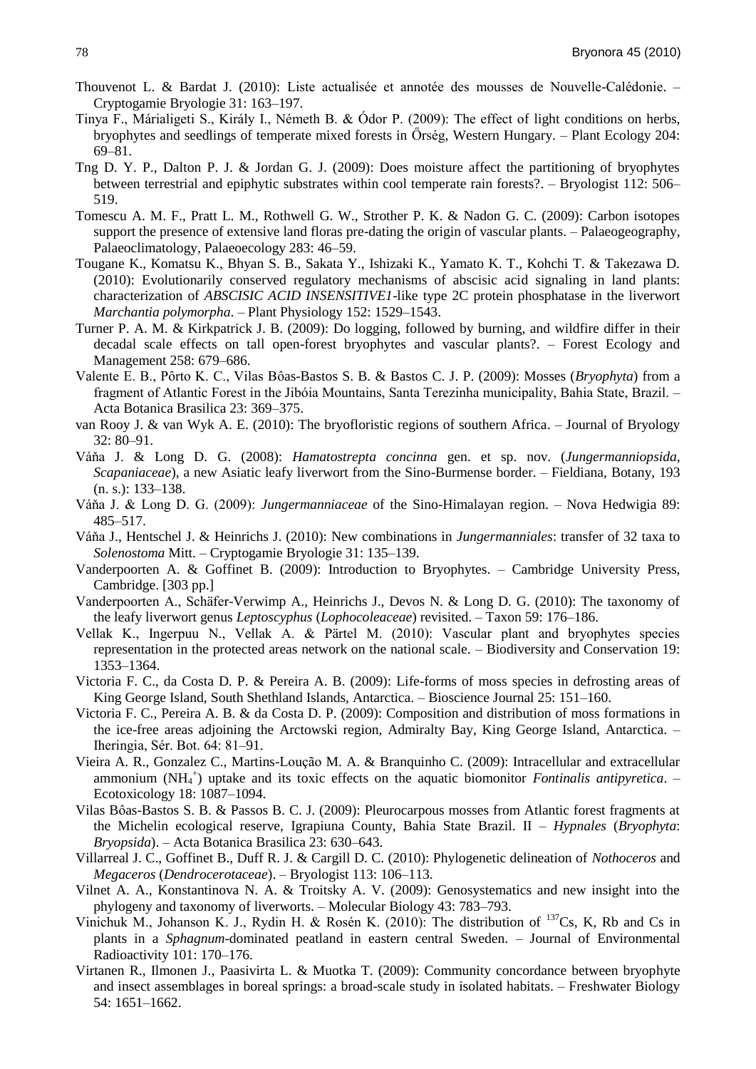Thouvenot L. & Bardat J. (2010): Liste actualisée et annotée des mousses de Nouvelle-Calédonie. – Cryptogamie Bryologie 31: 163–197.

Tinya F., Márialigeti S., Király I., Németh B. & Ódor P. (2009): The effect of light conditions on herbs, bryophytes and seedlings of temperate mixed forests in Őrség, Western Hungary. – Plant Ecology 204: 69–81.

Tng D. Y. P., Dalton P. J. & Jordan G. J. (2009): Does moisture affect the partitioning of bryophytes between terrestrial and epiphytic substrates within cool temperate rain forests?. – Bryologist 112: 506–519.

Tomescu A. M. F., Pratt L. M., Rothwell G. W., Strother P. K. & Nadon G. C. (2009): Carbon isotopes support the presence of extensive land floras pre-dating the origin of vascular plants. – Palaeogeography, Palaeoclimatology, Palaeoecology 283: 46–59.

Tougane K., Komatsu K., Bhyan S. B., Sakata Y., Ishizaki K., Yamato K. T., Kohchi T. & Takezawa D. (2010): Evolutionarily conserved regulatory mechanisms of abscisic acid signaling in land plants: characterization of *ABSCISIC ACID INSENSITIVE1*-like type 2C protein phosphatase in the liverwort *Marchantia polymorpha*. – Plant Physiology 152: 1529–1543.

Turner P. A. M. & Kirkpatrick J. B. (2009): Do logging, followed by burning, and wildfire differ in their decadal scale effects on tall open-forest bryophytes and vascular plants?. – Forest Ecology and Management 258: 679–686.

Valente E. B., Pôrto K. C., Vilas Bôas-Bastos S. B. & Bastos C. J. P. (2009): Mosses (*Bryophyta*) from a fragment of Atlantic Forest in the Jibóia Mountains, Santa Terezinha municipality, Bahia State, Brazil. – Acta Botanica Brasilica 23: 369–375.

van Rooy J. & van Wyk A. E. (2010): The bryofloristic regions of southern Africa. – Journal of Bryology 32: 80–91.

Váňa J. & Long D. G. (2008): *Hamatostrepta concinna* gen. et sp. nov. (*Jungermanniopsida*, *Scapaniaceae*), a new Asiatic leafy liverwort from the Sino-Burmense border. – Fieldiana, Botany, 193 (n. s.): 133–138.

Váňa J. & Long D. G. (2009): *Jungermanniaceae* of the Sino-Himalayan region. – Nova Hedwigia 89: 485–517.

Váňa J., Hentschel J. & Heinrichs J. (2010): New combinations in *Jungermanniales*: transfer of 32 taxa to *Solenostoma* Mitt. – Cryptogamie Bryologie 31: 135–139.

Vanderpoorten A. & Goffinet B. (2009): Introduction to Bryophytes. – Cambridge University Press, Cambridge. [303 pp.]

Vanderpoorten A., Schäfer-Verwimp A., Heinrichs J., Devos N. & Long D. G. (2010): The taxonomy of the leafy liverwort genus *Leptoscyphus* (*Lophocoleaceae*) revisited. – Taxon 59: 176–186.

Vellak K., Ingerpuu N., Vellak A. & Pärtel M. (2010): Vascular plant and bryophytes species representation in the protected areas network on the national scale. – Biodiversity and Conservation 19: 1353–1364.

Victoria F. C., da Costa D. P. & Pereira A. B. (2009): Life-forms of moss species in defrosting areas of King George Island, South Shethland Islands, Antarctica. – Bioscience Journal 25: 151–160.

Victoria F. C., Pereira A. B. & da Costa D. P. (2009): Composition and distribution of moss formations in the ice-free areas adjoining the Arctowski region, Admiralty Bay, King George Island, Antarctica. – Iheringia, Sér. Bot. 64: 81–91.

Vieira A. R., Gonzalez C., Martins-Loução M. A. & Branquinho C. (2009): Intracellular and extracellular ammonium ($NH_4^+$) uptake and its toxic effects on the aquatic biomonitor *Fontinalis antipyretica*. – Ecotoxicology 18: 1087–1094.

Vilas Bôas-Bastos S. B. & Passos B. C. J. (2009): Pleurocarpous mosses from Atlantic forest fragments at the Michelin ecological reserve, Igrapiuna County, Bahia State Brazil. II – *Hypnales* (*Bryophyta*: *Bryopsida*). – Acta Botanica Brasilica 23: 630–643.

Villarreal J. C., Goffinet B., Duff R. J. & Cargill D. C. (2010): Phylogenetic delineation of *Nothoceros* and *Megaceros* (*Dendrocerotaceae*). – Bryologist 113: 106–113.

Vilnet A. A., Konstantinova N. A. & Troitsky A. V. (2009): Genosystematics and new insight into the phylogeny and taxonomy of liverworts. – Molecular Biology 43: 783–793.

Vinichuk M., Johanson K. J., Rydin H. & Rosén K. (2010): The distribution of $^{137}$Cs, K, Rb and Cs in plants in a *Sphagnum*-dominated peatland in eastern central Sweden. – Journal of Environmental Radioactivity 101: 170–176.

Virtanen R., Ilmonen J., Paasivirta L. & Muotka T. (2009): Community concordance between bryophyte and insect assemblages in boreal springs: a broad-scale study in isolated habitats. – Freshwater Biology 54: 1651–1662.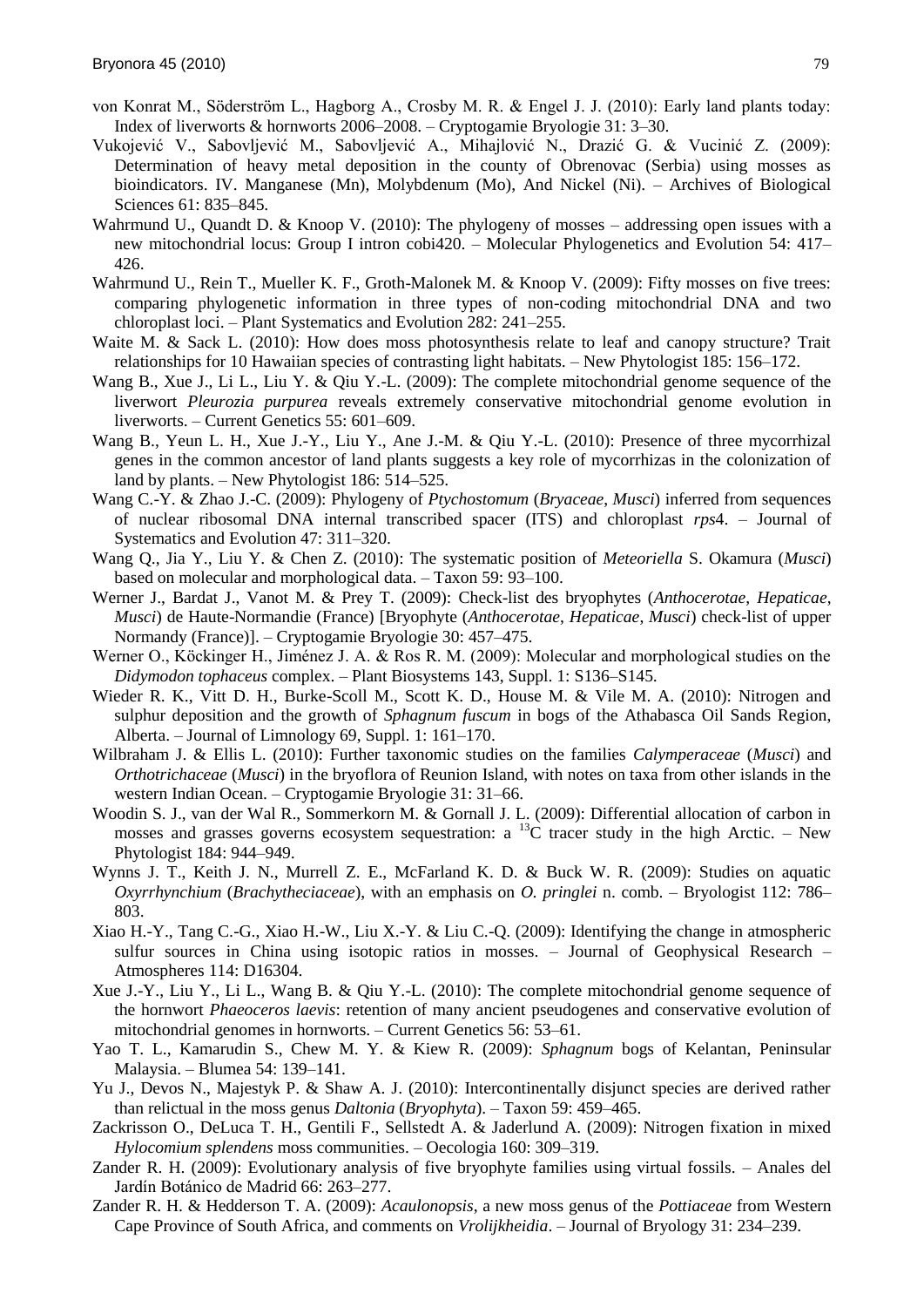von Konrat M., Söderström L., Hagborg A., Crosby M. R. & Engel J. J. (2010): Early land plants today: Index of liverworts & hornworts 2006–2008. – Cryptogamie Bryologie 31: 3–30.

Vukojević V., Sabovljević M., Sabovljević A., Mihajlović N., Drazić G. & Vucinić Z. (2009): Determination of heavy metal deposition in the county of Obrenovac (Serbia) using mosses as bioindicators. IV. Manganese (Mn), Molybdenum (Mo), And Nickel (Ni). – Archives of Biological Sciences 61: 835–845.

Wahrmund U., Quandt D. & Knoop V. (2010): The phylogeny of mosses – addressing open issues with a new mitochondrial locus: Group I intron cobi420. – Molecular Phylogenetics and Evolution 54: 417–426.

Wahrmund U., Rein T., Mueller K. F., Groth-Malonek M. & Knoop V. (2009): Fifty mosses on five trees: comparing phylogenetic information in three types of non-coding mitochondrial DNA and two chloroplast loci. – Plant Systematics and Evolution 282: 241–255.

Waite M. & Sack L. (2010): How does moss photosynthesis relate to leaf and canopy structure? Trait relationships for 10 Hawaiian species of contrasting light habitats. – New Phytologist 185: 156–172.

Wang B., Xue J., Li L., Liu Y. & Qiu Y.-L. (2009): The complete mitochondrial genome sequence of the liverwort *Pleurozia purpurea* reveals extremely conservative mitochondrial genome evolution in liverworts. – Current Genetics 55: 601–609.

Wang B., Yeun L. H., Xue J.-Y., Liu Y., Ane J.-M. & Qiu Y.-L. (2010): Presence of three mycorrhizal genes in the common ancestor of land plants suggests a key role of mycorrhizas in the colonization of land by plants. – New Phytologist 186: 514–525.

Wang C.-Y. & Zhao J.-C. (2009): Phylogeny of *Ptychostomum* (*Bryaceae*, *Musci*) inferred from sequences of nuclear ribosomal DNA internal transcribed spacer (ITS) and chloroplast *rps*4. – Journal of Systematics and Evolution 47: 311–320.

Wang Q., Jia Y., Liu Y. & Chen Z. (2010): The systematic position of *Meteoriella* S. Okamura (*Musci*) based on molecular and morphological data. – Taxon 59: 93–100.

Werner J., Bardat J., Vanot M. & Prey T. (2009): Check-list des bryophytes (*Anthocerotae*, *Hepaticae*, *Musci*) de Haute-Normandie (France) [Bryophyte (*Anthocerotae*, *Hepaticae*, *Musci*) check-list of upper Normandy (France)]. – Cryptogamie Bryologie 30: 457–475.

Werner O., Köckinger H., Jiménez J. A. & Ros R. M. (2009): Molecular and morphological studies on the *Didymodon tophaceus* complex. – Plant Biosystems 143, Suppl. 1: S136–S145.

Wieder R. K., Vitt D. H., Burke-Scoll M., Scott K. D., House M. & Vile M. A. (2010): Nitrogen and sulphur deposition and the growth of *Sphagnum fuscum* in bogs of the Athabasca Oil Sands Region, Alberta. – Journal of Limnology 69, Suppl. 1: 161–170.

Wilbraham J. & Ellis L. (2010): Further taxonomic studies on the families *Calymperaceae* (*Musci*) and *Orthotrichaceae* (*Musci*) in the bryoflora of Reunion Island, with notes on taxa from other islands in the western Indian Ocean. – Cryptogamie Bryologie 31: 31–66.

Woodin S. J., van der Wal R., Sommerkorn M. & Gornall J. L. (2009): Differential allocation of carbon in mosses and grasses governs ecosystem sequestration: a $^{13}$C tracer study in the high Arctic. – New Phytologist 184: 944–949.

Wynns J. T., Keith J. N., Murrell Z. E., McFarland K. D. & Buck W. R. (2009): Studies on aquatic *Oxyrrhynchium* (*Brachytheciaceae*), with an emphasis on *O. pringlei* n. comb. – Bryologist 112: 786–803.

Xiao H.-Y., Tang C.-G., Xiao H.-W., Liu X.-Y. & Liu C.-Q. (2009): Identifying the change in atmospheric sulfur sources in China using isotopic ratios in mosses. – Journal of Geophysical Research – Atmospheres 114: D16304.

Xue J.-Y., Liu Y., Li L., Wang B. & Qiu Y.-L. (2010): The complete mitochondrial genome sequence of the hornwort *Phaeoceros laevis*: retention of many ancient pseudogenes and conservative evolution of mitochondrial genomes in hornworts. – Current Genetics 56: 53–61.

Yao T. L., Kamarudin S., Chew M. Y. & Kiew R. (2009): *Sphagnum* bogs of Kelantan, Peninsular Malaysia. – Blumea 54: 139–141.

Yu J., Devos N., Majestyk P. & Shaw A. J. (2010): Intercontinentally disjunct species are derived rather than relictual in the moss genus *Daltonia* (*Bryophyta*). – Taxon 59: 459–465.

Zackrisson O., DeLuca T. H., Gentili F., Sellstedt A. & Jaderlund A. (2009): Nitrogen fixation in mixed *Hylocomium splendens* moss communities. – Oecologia 160: 309–319.

Zander R. H. (2009): Evolutionary analysis of five bryophyte families using virtual fossils. – Anales del Jardín Botánico de Madrid 66: 263–277.

Zander R. H. & Hedderson T. A. (2009): *Acaulonopsis*, a new moss genus of the *Pottiaceae* from Western Cape Province of South Africa, and comments on *Vrolijkheidia*. – Journal of Bryology 31: 234–239.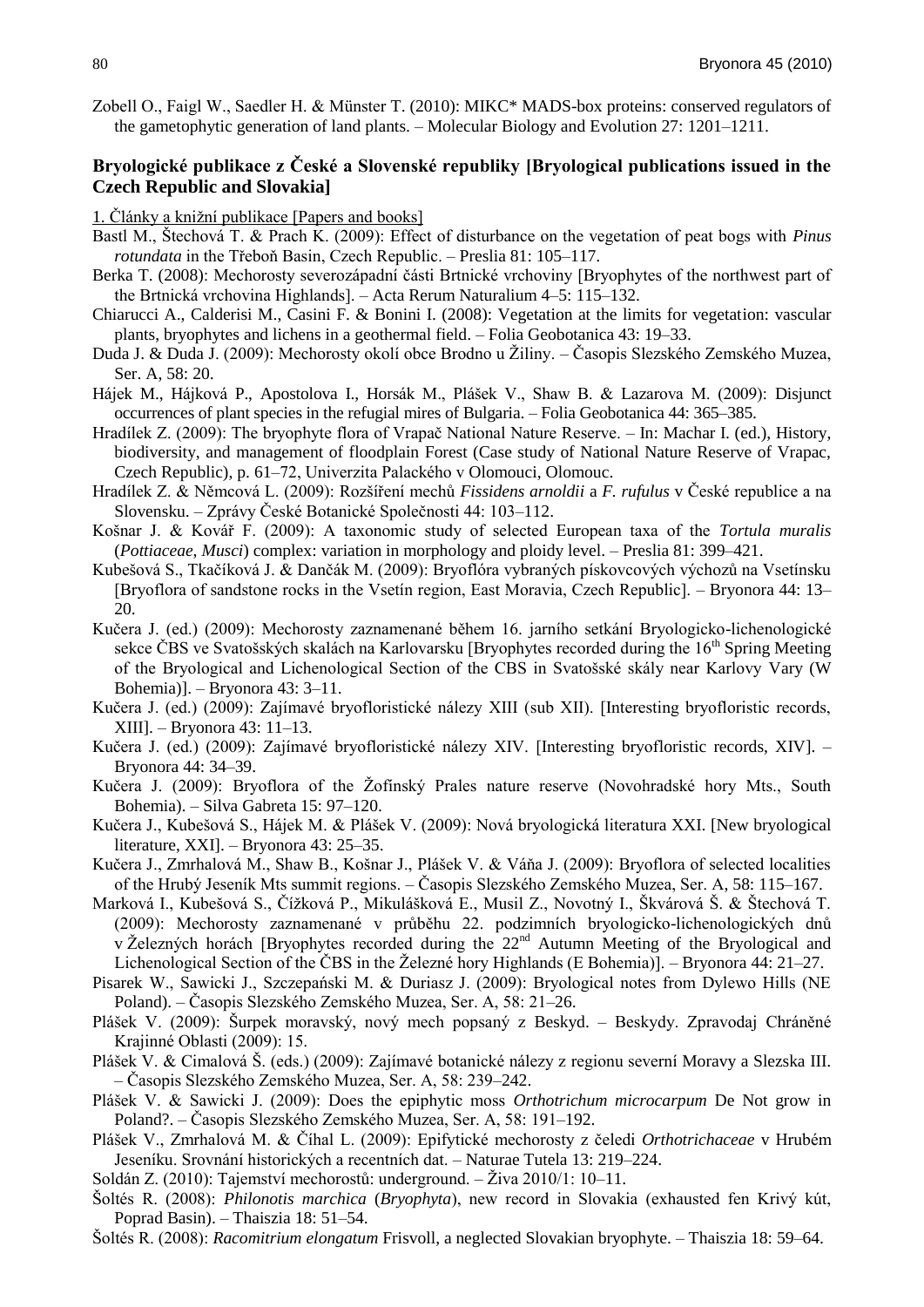Zobell O., Faigl W., Saedler H. & Münster T. (2010): MIKC* MADS-box proteins: conserved regulators of the gametophytic generation of land plants. – Molecular Biology and Evolution 27: 1201–1211.

## Bryologické publikace z České a Slovenské republiky [Bryological publications issued in the Czech Republic and Slovakia]

1. Články a knižní publikace [Papers and books]

Bastl M., Štechová T. & Prach K. (2009): Effect of disturbance on the vegetation of peat bogs with *Pinus rotundata* in the Třeboň Basin, Czech Republic. – Preslia 81: 105–117.

Berka T. (2008): Mechorosty severozápadní části Brtnické vrchoviny [Bryophytes of the northwest part of the Brtnická vrchovina Highlands]. – Acta Rerum Naturalium 4–5: 115–132.

Chiarucci A., Calderisi M., Casini F. & Bonini I. (2008): Vegetation at the limits for vegetation: vascular plants, bryophytes and lichens in a geothermal field. – Folia Geobotanica 43: 19–33.

Duda J. & Duda J. (2009): Mechorosty okolí obce Brodno u Žiliny. – Časopis Slezského Zemského Muzea, Ser. A, 58: 20.

Hájek M., Hájková P., Apostolova I., Horsák M., Plášek V., Shaw B. & Lazarova M. (2009): Disjunct occurrences of plant species in the refugial mires of Bulgaria. – Folia Geobotanica 44: 365–385.

Hradílek Z. (2009): The bryophyte flora of Vrapač National Nature Reserve. – In: Machar I. (ed.), History, biodiversity, and management of floodplain Forest (Case study of National Nature Reserve of Vrapac, Czech Republic), p. 61–72, Univerzita Palackého v Olomouci, Olomouc.

Hradílek Z. & Němcová L. (2009): Rozšíření mechů *Fissidens arnoldii* a *F. rufulus* v České republice a na Slovensku. – Zprávy České Botanické Společnosti 44: 103–112.

Košnar J. & Kovář F. (2009): A taxonomic study of selected European taxa of the *Tortula muralis* (*Pottiaceae, Musci*) complex: variation in morphology and ploidy level. – Preslia 81: 399–421.

Kubešová S., Tkačíková J. & Dančák M. (2009): Bryoflóra vybraných pískovcových výchozů na Vsetínsku [Bryoflora of sandstone rocks in the Vsetín region, East Moravia, Czech Republic]. – Bryonora 44: 13–20.

Kučera J. (ed.) (2009): Mechorosty zaznamenané během 16. jarního setkání Bryologicko-lichenologické sekce ČBS ve Svatošských skalách na Karlovarsku [Bryophytes recorded during the 16th Spring Meeting of the Bryological and Lichenological Section of the CBS in Svatošské skály near Karlovy Vary (W Bohemia)]. – Bryonora 43: 3–11.

Kučera J. (ed.) (2009): Zajímavé bryofloristické nálezy XIII (sub XII). [Interesting bryofloristic records, XIII]. – Bryonora 43: 11–13.

Kučera J. (ed.) (2009): Zajímavé bryofloristické nálezy XIV. [Interesting bryofloristic records, XIV]. – Bryonora 44: 34–39.

Kučera J. (2009): Bryoflora of the Žofínský Prales nature reserve (Novohradské hory Mts., South Bohemia). – Silva Gabreta 15: 97–120.

Kučera J., Kubešová S., Hájek M. & Plášek V. (2009): Nová bryologická literatura XXI. [New bryological literature, XXI]. – Bryonora 43: 25–35.

Kučera J., Zmrhalová M., Shaw B., Košnar J., Plášek V. & Váňa J. (2009): Bryoflora of selected localities of the Hrubý Jeseník Mts summit regions. – Časopis Slezského Zemského Muzea, Ser. A, 58: 115–167.

Marková I., Kubešová S., Čížková P., Mikulášková E., Musil Z., Novotný I., Škvárová Š. & Štechová T. (2009): Mechorosty zaznamenané v průběhu 22. podzimních bryologicko-lichenologických dnů v Železných horách [Bryophytes recorded during the 22nd Autumn Meeting of the Bryological and Lichenological Section of the ČBS in the Železné hory Highlands (E Bohemia)]. – Bryonora 44: 21–27.

Pisarek W., Sawicki J., Szczepański M. & Duriasz J. (2009): Bryological notes from Dylewo Hills (NE Poland). – Časopis Slezského Zemského Muzea, Ser. A, 58: 21–26.

Plášek V. (2009): Šurpek moravský, nový mech popsaný z Beskyd. – Beskydy. Zpravodaj Chráněné Krajinné Oblasti (2009): 15.

Plášek V. & Cimalová Š. (eds.) (2009): Zajímavé botanické nálezy z regionu severní Moravy a Slezska III. – Časopis Slezského Zemského Muzea, Ser. A, 58: 239–242.

Plášek V. & Sawicki J. (2009): Does the epiphytic moss *Orthotrichum microcarpum* De Not grow in Poland?. – Časopis Slezského Zemského Muzea, Ser. A, 58: 191–192.

Plášek V., Zmrhalová M. & Číhal L. (2009): Epifytické mechorosty z čeledi *Orthotrichaceae* v Hrubém Jeseníku. Srovnání historických a recentních dat. – Naturae Tutela 13: 219–224.

Soldán Z. (2010): Tajemství mechorostů: underground. – Živa 2010/1: 10–11.

Šoltés R. (2008): *Philonotis marchica* (*Bryophyta*), new record in Slovakia (exhausted fen Krivý kút, Poprad Basin). – Thaiszia 18: 51–54.

Šoltés R. (2008): *Racomitrium elongatum* Frisvoll, a neglected Slovakian bryophyte. – Thaiszia 18: 59–64.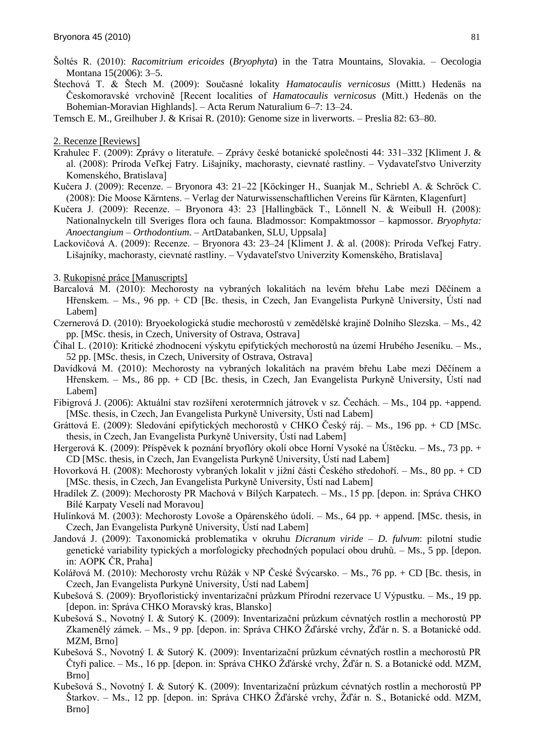Šoltés R. (2010): *Racomitrium ericoides* (*Bryophyta*) in the Tatra Mountains, Slovakia. – Oecologia Montana 15(2006): 3–5.

Štechová T. & Štech M. (2009): Současné lokality *Hamatocaulis vernicosus* (Mittt.) Hedenäs na Českomoravské vrchovině [Recent localities of *Hamatocaulis vernicosus* (Mitt.) Hedenäs on the Bohemian-Moravian Highlands]. – Acta Rerum Naturalium 6–7: 13–24.

Temsch E. M., Greilhuber J. & Krisai R. (2010): Genome size in liverworts. – Preslia 82: 63–80.

2. Recenze [Reviews]

Krahulec F. (2009): Zprávy o literatuře. – Zprávy české botanické společnosti 44: 331–332 [Kliment J. & al. (2008): Príroda Veľkej Fatry. Lišajníky, machorasty, cievnaté rastliny. – Vydavateľstvo Univerzity Komenského, Bratislava]

Kučera J. (2009): Recenze. – Bryonora 43: 21–22 [Köckinger H., Suanjak M., Schriebl A. & Schröck C. (2008): Die Moose Kärntens. – Verlag der Naturwissenschaftlichen Vereins für Kärnten, Klagenfurt]

Kučera J. (2009): Recenze. – Bryonora 43: 23 [Hallingbäck T., Lönnell N. & Weibull H. (2008): Nationalnyckeln till Sveriges flora och fauna. Bladmossor: Kompaktmossor – kapmossor. *Bryophyta: Anoectangium – Orthodontium*. – ArtDatabanken, SLU, Uppsala]

Lackovičová A. (2009): Recenze. – Bryonora 43: 23–24 [Kliment J. & al. (2008): Príroda Veľkej Fatry. Lišajníky, machorasty, cievnaté rastliny. – Vydavateľstvo Univerzity Komenského, Bratislava]

3. Rukopisné práce [Manuscripts]

Barcalová M. (2010): Mechorosty na vybraných lokalitách na levém břehu Labe mezi Děčínem a Hřenskem. – Ms., 96 pp. + CD [Bc. thesis, in Czech, Jan Evangelista Purkyně University, Ústí nad Labem]

Czernerová D. (2010): Bryoekologická studie mechorostů v zemědělské krajině Dolního Slezska. – Ms., 42 pp. [MSc. thesis, in Czech, University of Ostrava, Ostrava]

Číhal L. (2010): Kritické zhodnocení výskytu epifytických mechorostů na území Hrubého Jeseníku. – Ms., 52 pp. [MSc. thesis, in Czech, University of Ostrava, Ostrava]

Davídková M. (2010): Mechorosty na vybraných lokalitách na pravém břehu Labe mezi Děčínem a Hřenskem. – Ms., 86 pp. + CD [Bc. thesis, in Czech, Jan Evangelista Purkyně University, Ústí nad Labem]

Fibigrová J. (2006): Aktuální stav rozšíření xerotermních játrovek v sz. Čechách. – Ms., 104 pp. +append. [MSc. thesis, in Czech, Jan Evangelista Purkyně University, Ústí nad Labem]

Gráttová E. (2009): Sledování epifytických mechorostů v CHKO Český ráj. – Ms., 196 pp. + CD [MSc. thesis, in Czech, Jan Evangelista Purkyně University, Ústí nad Labem]

Hergerová K. (2009): Příspěvek k poznání bryoflóry okolí obce Horní Vysoké na Úštěcku. – Ms., 73 pp. + CD [MSc. thesis, in Czech, Jan Evangelista Purkyně University, Ústí nad Labem]

Hovorková H. (2008): Mechorosty vybraných lokalit v jižní části Českého středohoří. – Ms., 80 pp. + CD [MSc. thesis, in Czech, Jan Evangelista Purkyně University, Ústí nad Labem]

Hradílek Z. (2009): Mechorosty PR Machová v Bílých Karpatech. – Ms., 15 pp. [depon. in: Správa CHKO Bílé Karpaty Veselí nad Moravou]

Hulínková M. (2003): Mechorosty Lovoše a Opárenského údolí. – Ms., 64 pp. + append. [MSc. thesis, in Czech, Jan Evangelista Purkyně University, Ústí nad Labem]

Jandová J. (2009): Taxonomická problematika v okruhu *Dicranum viride* – *D. fulvum*: pilotní studie genetické variability typických a morfologicky přechodných populací obou druhů. – Ms., 5 pp. [depon. in: AOPK ČR, Praha]

Kolářová M. (2010): Mechorosty vrchu Růžák v NP České Švýcarsko. – Ms., 76 pp. + CD [Bc. thesis, in Czech, Jan Evangelista Purkyně University, Ústí nad Labem]

Kubešová S. (2009): Bryofloristický inventarizační průzkum Přírodní rezervace U Výpustku. – Ms., 19 pp. [depon. in: Správa CHKO Moravský kras, Blansko]

Kubešová S., Novotný I. & Sutorý K. (2009): Inventarizační průzkum cévnatých rostlin a mechorostů PP Zkamenělý zámek. – Ms., 9 pp. [depon. in: Správa CHKO Žďárské vrchy, Žďár n. S. a Botanické odd. MZM, Brno]

Kubešová S., Novotný I. & Sutorý K. (2009): Inventarizační průzkum cévnatých rostlin a mechorostů PR Čtyři palice. – Ms., 16 pp. [depon. in: Správa CHKO Žďárské vrchy, Žďár n. S. a Botanické odd. MZM, Brno]

Kubešová S., Novotný I. & Sutorý K. (2009): Inventarizační průzkum cévnatých rostlin a mechorostů PP Štarkov. – Ms., 12 pp. [depon. in: Správa CHKO Žďárské vrchy, Žďár n. S., Botanické odd. MZM, Brno]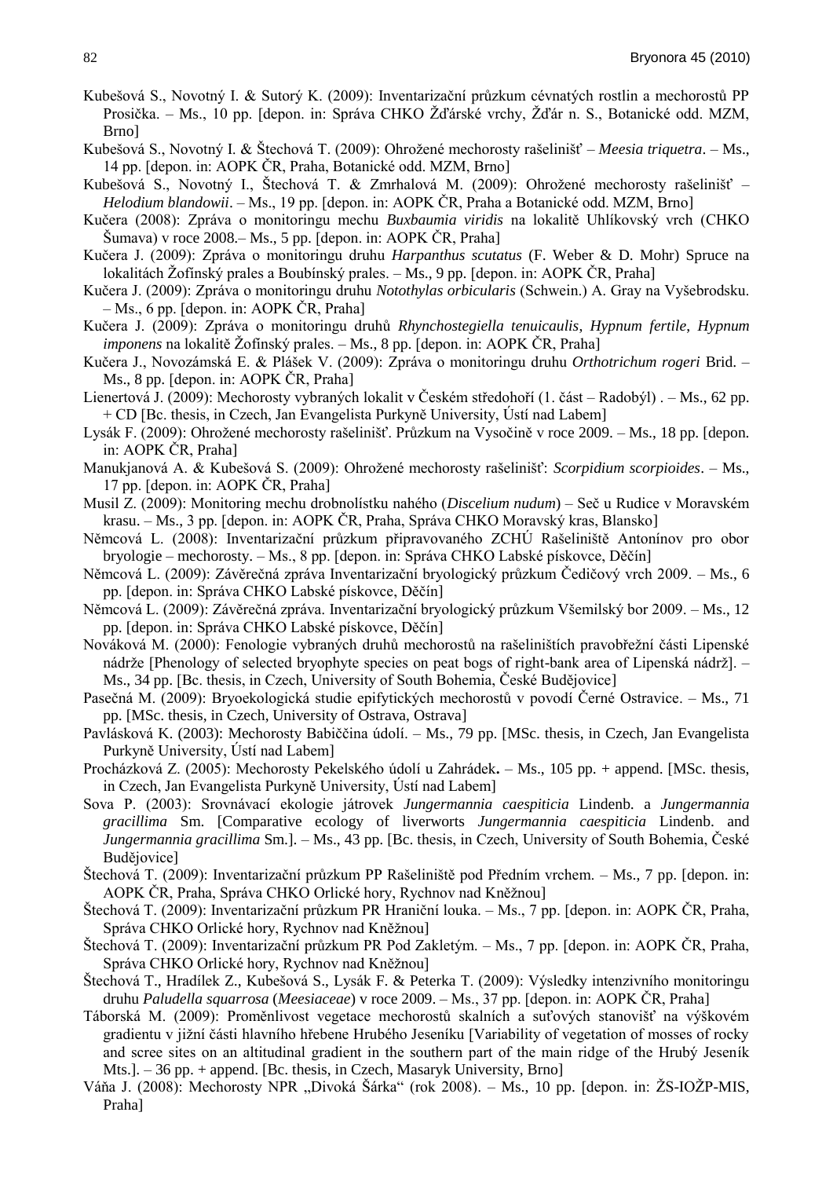Kubešová S., Novotný I. & Sutorý K. (2009): Inventarizační průzkum cévnatých rostlin a mechorostů PP Prosička. – Ms., 10 pp. [depon. in: Správa CHKO Žďárské vrchy, Žďár n. S., Botanické odd. MZM, Brno]

Kubešová S., Novotný I. & Štechová T. (2009): Ohrožené mechorosty rašelinišť – *Meesia triquetra*. – Ms., 14 pp. [depon. in: AOPK ČR, Praha, Botanické odd. MZM, Brno]

Kubešová S., Novotný I., Štechová T. & Zmrhalová M. (2009): Ohrožené mechorosty rašelinišť – *Helodium blandowii*. – Ms., 19 pp. [depon. in: AOPK ČR, Praha a Botanické odd. MZM, Brno]

Kučera (2008): Zpráva o monitoringu mechu *Buxbaumia viridis* na lokalitě Uhlíkovský vrch (CHKO Šumava) v roce 2008.– Ms., 5 pp. [depon. in: AOPK ČR, Praha]

Kučera J. (2009): Zpráva o monitoringu druhu *Harpanthus scutatus* (F. Weber & D. Mohr) Spruce na lokalitách Žofínský prales a Boubínský prales. – Ms., 9 pp. [depon. in: AOPK ČR, Praha]

Kučera J. (2009): Zpráva o monitoringu druhu *Notothylas orbicularis* (Schwein.) A. Gray na Vyšebrodsku. – Ms., 6 pp. [depon. in: AOPK ČR, Praha]

Kučera J. (2009): Zpráva o monitoringu druhů *Rhynchostegiella tenuicaulis*, *Hypnum fertile*, *Hypnum imponens* na lokalitě Žofínský prales. – Ms., 8 pp. [depon. in: AOPK ČR, Praha]

Kučera J., Novozámská E. & Plášek V. (2009): Zpráva o monitoringu druhu *Orthotrichum rogeri* Brid. – Ms., 8 pp. [depon. in: AOPK ČR, Praha]

Lienertová J. (2009): Mechorosty vybraných lokalit v Českém středohoří (1. část – Radobýl) . – Ms., 62 pp. + CD [Bc. thesis, in Czech, Jan Evangelista Purkyně University, Ústí nad Labem]

Lysák F. (2009): Ohrožené mechorosty rašelinišť. Průzkum na Vysočině v roce 2009. – Ms., 18 pp. [depon. in: AOPK ČR, Praha]

Manukjanová A. & Kubešová S. (2009): Ohrožené mechorosty rašelinišť: *Scorpidium scorpioides*. – Ms., 17 pp. [depon. in: AOPK ČR, Praha]

Musil Z. (2009): Monitoring mechu drobnolístku nahého (*Discelium nudum*) – Seč u Rudice v Moravském krasu. – Ms., 3 pp. [depon. in: AOPK ČR, Praha, Správa CHKO Moravský kras, Blansko]

Němcová L. (2008): Inventarizační průzkum připravovaného ZCHÚ Rašeliniště Antonínov pro obor bryologie – mechorosty. – Ms., 8 pp. [depon. in: Správa CHKO Labské pískovce, Děčín]

Němcová L. (2009): Závěrečná zpráva Inventarizační bryologický průzkum Čedičový vrch 2009. – Ms., 6 pp. [depon. in: Správa CHKO Labské pískovce, Děčín]

Němcová L. (2009): Závěrečná zpráva. Inventarizační bryologický průzkum Všemilský bor 2009. – Ms., 12 pp. [depon. in: Správa CHKO Labské pískovce, Děčín]

Nováková M. (2000): Fenologie vybraných druhů mechorostů na rašeliništích pravobřežní části Lipenské nádrže [Phenology of selected bryophyte species on peat bogs of right-bank area of Lipenská nádrž]. – Ms., 34 pp. [Bc. thesis, in Czech, University of South Bohemia, České Budějovice]

Pasečná M. (2009): Bryoekologická studie epifytických mechorostů v povodí Černé Ostravice. – Ms., 71 pp. [MSc. thesis, in Czech, University of Ostrava, Ostrava]

Pavlásková K. (2003): Mechorosty Babiččina údolí. – Ms., 79 pp. [MSc. thesis, in Czech, Jan Evangelista Purkyně University, Ústí nad Labem]

Procházková Z. (2005): Mechorosty Pekelského údolí u Zahrádek**.** – Ms., 105 pp. + append. [MSc. thesis, in Czech, Jan Evangelista Purkyně University, Ústí nad Labem]

Sova P. (2003): Srovnávací ekologie játrovek *Jungermannia caespiticia* Lindenb. a *Jungermannia gracillima* Sm. [Comparative ecology of liverworts *Jungermannia caespiticia* Lindenb. and *Jungermannia gracillima* Sm.]. – Ms., 43 pp. [Bc. thesis, in Czech, University of South Bohemia, České Budějovice]

Štechová T. (2009): Inventarizační průzkum PP Rašeliniště pod Předním vrchem. – Ms., 7 pp. [depon. in: AOPK ČR, Praha, Správa CHKO Orlické hory, Rychnov nad Kněžnou]

Štechová T. (2009): Inventarizační průzkum PR Hraniční louka. – Ms., 7 pp. [depon. in: AOPK ČR, Praha, Správa CHKO Orlické hory, Rychnov nad Kněžnou]

Štechová T. (2009): Inventarizační průzkum PR Pod Zakletým. – Ms., 7 pp. [depon. in: AOPK ČR, Praha, Správa CHKO Orlické hory, Rychnov nad Kněžnou]

Štechová T., Hradílek Z., Kubešová S., Lysák F. & Peterka T. (2009): Výsledky intenzivního monitoringu druhu *Paludella squarrosa* (*Meesiaceae*) v roce 2009. – Ms., 37 pp. [depon. in: AOPK ČR, Praha]

Táborská M. (2009): Proměnlivost vegetace mechorostů skalních a suťových stanovišť na výškovém gradientu v jižní části hlavního hřebene Hrubého Jeseníku [Variability of vegetation of mosses of rocky and scree sites on an altitudinal gradient in the southern part of the main ridge of the Hrubý Jeseník Mts.]. – 36 pp. + append. [Bc. thesis, in Czech, Masaryk University, Brno]

Váňa J. (2008): Mechorosty NPR „Divoká Šárka" (rok 2008). – Ms., 10 pp. [depon. in: ŽS-IOŽP-MIS, Praha]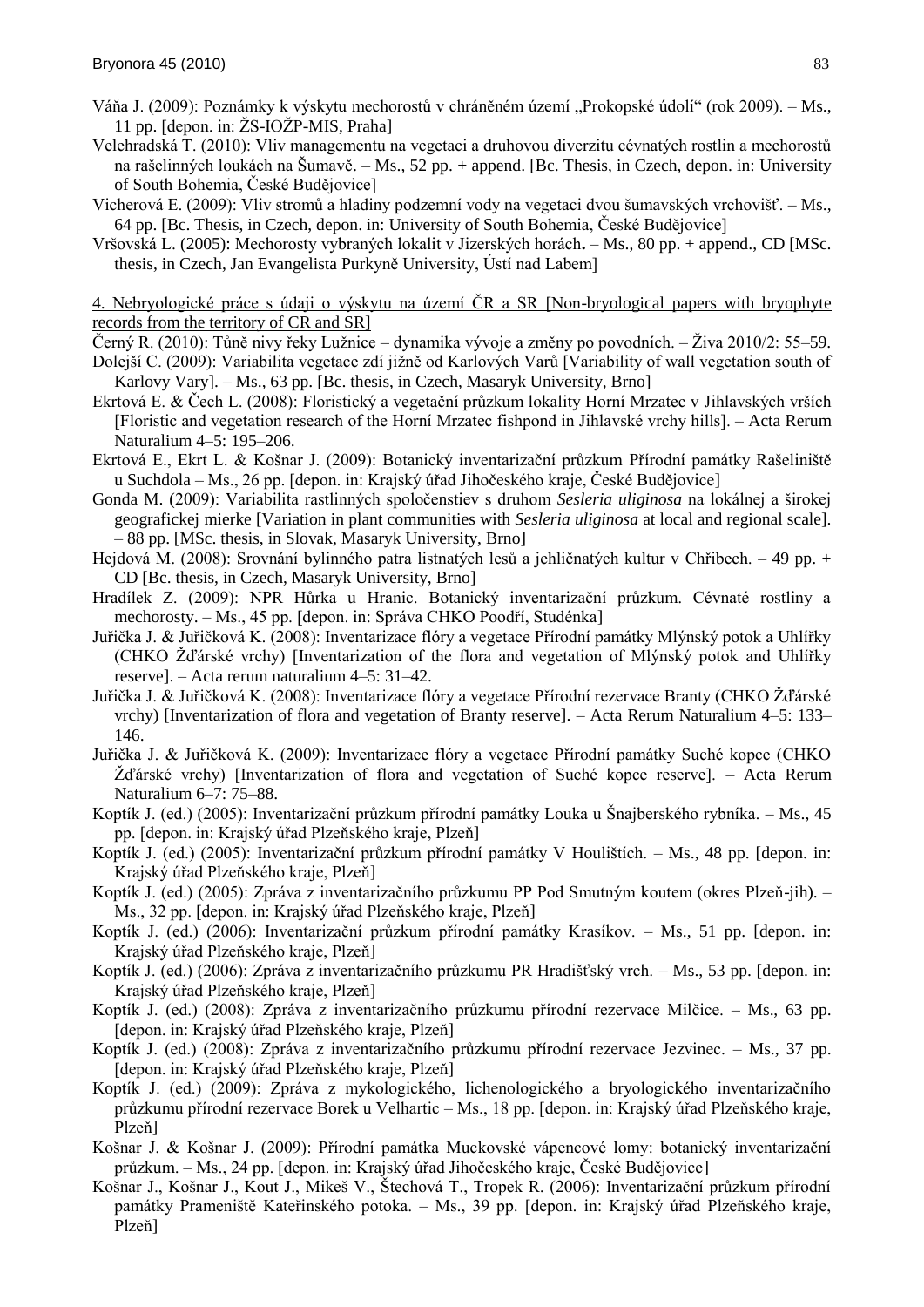Váňa J. (2009): Poznámky k výskytu mechorostů v chráněném území „Prokopské údolí“ (rok 2009). – Ms., 11 pp. [depon. in: ŽS-IOŽP-MIS, Praha]

Velehradská T. (2010): Vliv managementu na vegetaci a druhovou diverzitu cévnatých rostlin a mechorostů na rašelinných loukách na Šumavě. – Ms., 52 pp. + append. [Bc. Thesis, in Czech, depon. in: University of South Bohemia, České Budějovice]

Vicherová E. (2009): Vliv stromů a hladiny podzemní vody na vegetaci dvou šumavských vrchovišť. – Ms., 64 pp. [Bc. Thesis, in Czech, depon. in: University of South Bohemia, České Budějovice]

Vršovská L. (2005): Mechorosty vybraných lokalit v Jizerských horách**.** – Ms., 80 pp. + append., CD [MSc. thesis, in Czech, Jan Evangelista Purkyně University, Ústí nad Labem]

## 4. Nebryologické práce s údaji o výskytu na území ČR a SR [Non-bryological papers with bryophyte records from the territory of CR and SR]

Černý R. (2010): Tůně nivy řeky Lužnice – dynamika vývoje a změny po povodních. – Živa 2010/2: 55–59.

Dolejší C. (2009): Variabilita vegetace zdí jižně od Karlových Varů [Variability of wall vegetation south of Karlovy Vary]. – Ms., 63 pp. [Bc. thesis, in Czech, Masaryk University, Brno]

Ekrtová E. & Čech L. (2008): Floristický a vegetační průzkum lokality Horní Mrzatec v Jihlavských vrších [Floristic and vegetation research of the Horní Mrzatec fishpond in Jihlavské vrchy hills]. – Acta Rerum Naturalium 4–5: 195–206.

Ekrtová E., Ekrt L. & Košnar J. (2009): Botanický inventarizační průzkum Přírodní památky Rašeliniště u Suchdola – Ms., 26 pp. [depon. in: Krajský úřad Jihočeského kraje, České Budějovice]

Gonda M. (2009): Variabilita rastlinných spoločenstiev s druhom *Sesleria uliginosa* na lokálnej a širokej geografickej mierke [Variation in plant communities with *Sesleria uliginosa* at local and regional scale]. – 88 pp. [MSc. thesis, in Slovak, Masaryk University, Brno]

Hejdová M. (2008): Srovnání bylinného patra listnatých lesů a jehličnatých kultur v Chřibech. – 49 pp. + CD [Bc. thesis, in Czech, Masaryk University, Brno]

Hradílek Z. (2009): NPR Hůrka u Hranic. Botanický inventarizační průzkum. Cévnaté rostliny a mechorosty. – Ms., 45 pp. [depon. in: Správa CHKO Poodří, Studénka]

Juřička J. & Juřičková K. (2008): Inventarizace flóry a vegetace Přírodní památky Mlýnský potok a Uhlířky (CHKO Žďárské vrchy) [Inventarization of the flora and vegetation of Mlýnský potok and Uhlířky reserve]. – Acta rerum naturalium 4–5: 31–42.

Juřička J. & Juřičková K. (2008): Inventarizace flóry a vegetace Přírodní rezervace Branty (CHKO Žďárské vrchy) [Inventarization of flora and vegetation of Branty reserve]. – Acta Rerum Naturalium 4–5: 133–146.

Juřička J. & Juřičková K. (2009): Inventarizace flóry a vegetace Přírodní památky Suché kopce (CHKO Žďárské vrchy) [Inventarization of flora and vegetation of Suché kopce reserve]. – Acta Rerum Naturalium 6–7: 75–88.

Koptík J. (ed.) (2005): Inventarizační průzkum přírodní památky Louka u Šnajberského rybníka. – Ms., 45 pp. [depon. in: Krajský úřad Plzeňského kraje, Plzeň]

Koptík J. (ed.) (2005): Inventarizační průzkum přírodní památky V Houlištích. – Ms., 48 pp. [depon. in: Krajský úřad Plzeňského kraje, Plzeň]

Koptík J. (ed.) (2005): Zpráva z inventarizačního průzkumu PP Pod Smutným koutem (okres Plzeň-jih). – Ms., 32 pp. [depon. in: Krajský úřad Plzeňského kraje, Plzeň]

Koptík J. (ed.) (2006): Inventarizační průzkum přírodní památky Krasíkov. – Ms., 51 pp. [depon. in: Krajský úřad Plzeňského kraje, Plzeň]

Koptík J. (ed.) (2006): Zpráva z inventarizačního průzkumu PR Hradišťský vrch. – Ms., 53 pp. [depon. in: Krajský úřad Plzeňského kraje, Plzeň]

Koptík J. (ed.) (2008): Zpráva z inventarizačního průzkumu přírodní rezervace Milčice. – Ms., 63 pp. [depon. in: Krajský úřad Plzeňského kraje, Plzeň]

Koptík J. (ed.) (2008): Zpráva z inventarizačního průzkumu přírodní rezervace Jezvinec. – Ms., 37 pp. [depon. in: Krajský úřad Plzeňského kraje, Plzeň]

Koptík J. (ed.) (2009): Zpráva z mykologického, lichenologického a bryologického inventarizačního průzkumu přírodní rezervace Borek u Velhartic – Ms., 18 pp. [depon. in: Krajský úřad Plzeňského kraje, Plzeň]

Košnar J. & Košnar J. (2009): Přírodní památka Muckovské vápencové lomy: botanický inventarizační průzkum. – Ms., 24 pp. [depon. in: Krajský úřad Jihočeského kraje, České Budějovice]

Košnar J., Košnar J., Kout J., Mikeš V., Štechová T., Tropek R. (2006): Inventarizační průzkum přírodní památky Prameniště Kateřinského potoka. – Ms., 39 pp. [depon. in: Krajský úřad Plzeňského kraje, Plzeň]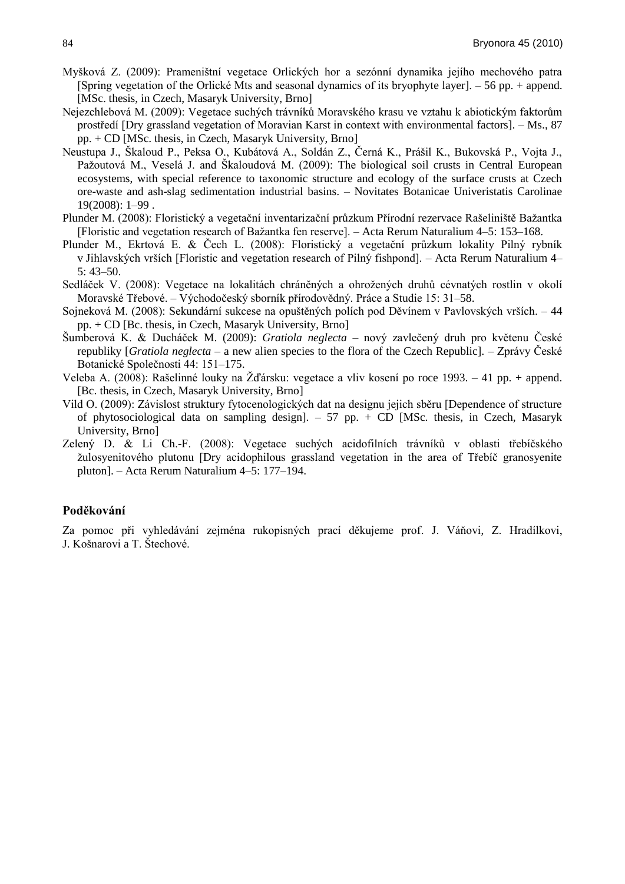Myšková Z. (2009): Prameništní vegetace Orlických hor a sezónní dynamika jejího mechového patra [Spring vegetation of the Orlické Mts and seasonal dynamics of its bryophyte layer]. – 56 pp. + append. [MSc. thesis, in Czech, Masaryk University, Brno]

Nejezchlebová M. (2009): Vegetace suchých trávníků Moravského krasu ve vztahu k abiotickým faktorům prostředí [Dry grassland vegetation of Moravian Karst in context with environmental factors]. – Ms., 87 pp. + CD [MSc. thesis, in Czech, Masaryk University, Brno]

Neustupa J., Škaloud P., Peksa O., Kubátová A., Soldán Z., Černá K., Prášil K., Bukovská P., Vojta J., Pažoutová M., Veselá J. and Škaloudová M. (2009): The biological soil crusts in Central European ecosystems, with special reference to taxonomic structure and ecology of the surface crusts at Czech ore-waste and ash-slag sedimentation industrial basins. – Novitates Botanicae Univeristatis Carolinae 19(2008): 1–99 .

Plunder M. (2008): Floristický a vegetační inventarizační průzkum Přírodní rezervace Rašeliniště Bažantka [Floristic and vegetation research of Bažantka fen reserve]. – Acta Rerum Naturalium 4–5: 153–168.

Plunder M., Ekrtová E. & Čech L. (2008): Floristický a vegetační průzkum lokality Pilný rybník v Jihlavských vrších [Floristic and vegetation research of Pilný fishpond]. – Acta Rerum Naturalium 4–5: 43–50.

Sedláček V. (2008): Vegetace na lokalitách chráněných a ohrožených druhů cévnatých rostlin v okolí Moravské Třebové. – Východočeský sborník přírodovědný. Práce a Studie 15: 31–58.

Sojneková M. (2008): Sekundární sukcese na opuštěných polích pod Děvínem v Pavlovských vrších. – 44 pp. + CD [Bc. thesis, in Czech, Masaryk University, Brno]

Šumberová K. & Ducháček M. (2009): *Gratiola neglecta* – nový zavlečený druh pro květenu České republiky [*Gratiola neglecta* – a new alien species to the flora of the Czech Republic]. – Zprávy České Botanické Společnosti 44: 151–175.

Veleba A. (2008): Rašelinné louky na Žďársku: vegetace a vliv kosení po roce 1993. – 41 pp. + append. [Bc. thesis, in Czech, Masaryk University, Brno]

Vild O. (2009): Závislost struktury fytocenologických dat na designu jejich sběru [Dependence of structure of phytosociological data on sampling design]. – 57 pp. + CD [MSc. thesis, in Czech, Masaryk University, Brno]

Zelený D. & Li Ch.-F. (2008): Vegetace suchých acidofilních trávníků v oblasti třebíčského žulosyenitového plutonu [Dry acidophilous grassland vegetation in the area of Třebíč granosyenite pluton]. – Acta Rerum Naturalium 4–5: 177–194.

## Poděkování

Za pomoc při vyhledávání zejména rukopisných prací děkujeme prof. J. Váňovi, Z. Hradílkovi, J. Košnarovi a T. Štechové.